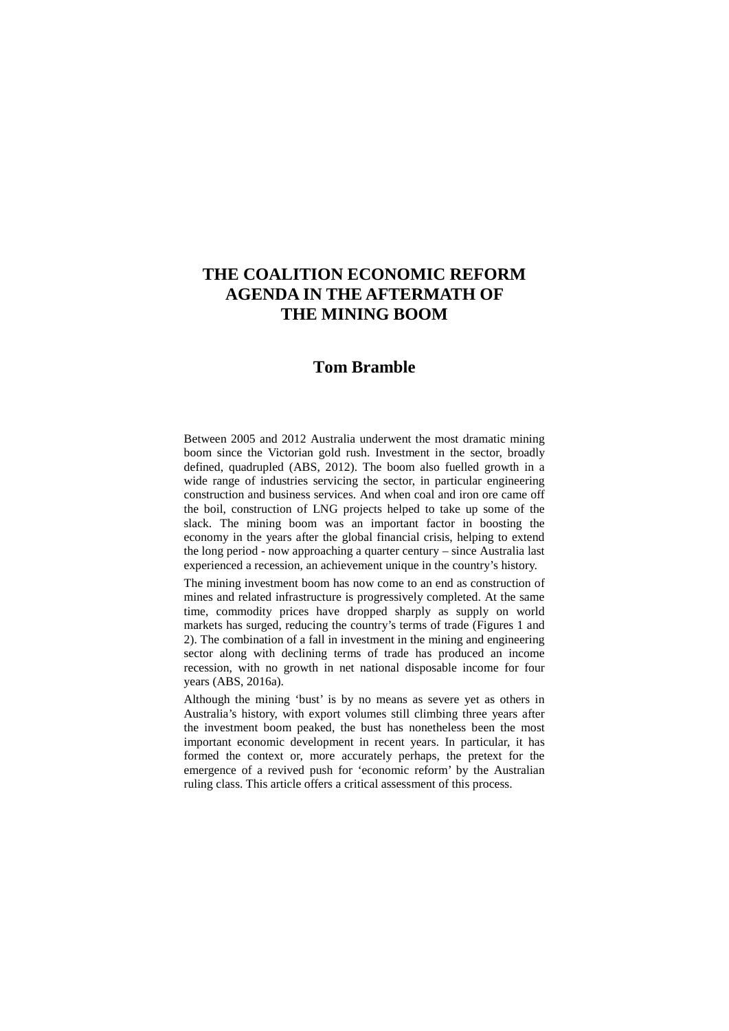# THE COALITION ECONOMIC REFORM AGENDA IN THE AFTERMATH OF THE MINING BOOM

## Tom Bramble

Between 2005 and 2012 Australia underwent the most dramatic mining boom since the Victorian gold rush. Investment in the sector, broadly defined, quadrupled (ABS, 2012). The boom also fuelled growth in a wide range of industries servicing the sector, in particular engineering construction and business services. And when coal and iron ore came off the boil, construction of LNG projects helped to take up some of the slack. The mining boom was an important factor in boosting the economy in the years after the global financial crisis, helping to extend the long period - now approaching a quarter century – since Australia last experienced a recession, an achievement unique in the country's history.

The mining investment boom has now come to an end as construction of mines and related infrastructure is progressively completed. At the same time, commodity prices have dropped sharply as supply on world markets has surged, reducing the country's terms of trade (Figures 1 and 2). The combination of a fall in investment in the mining and engineering sector along with declining terms of trade has produced an income recession, with no growth in net national disposable income for four years (ABS, 2016a).

Although the mining 'bust' is by no means as severe yet as others in Australia's history, with export volumes still climbing three years after the investment boom peaked, the bust has nonetheless been the most important economic development in recent years. In particular, it has formed the context or, more accurately perhaps, the pretext for the emergence of a revived push for 'economic reform' by the Australian ruling class. This article offers a critical assessment of this process.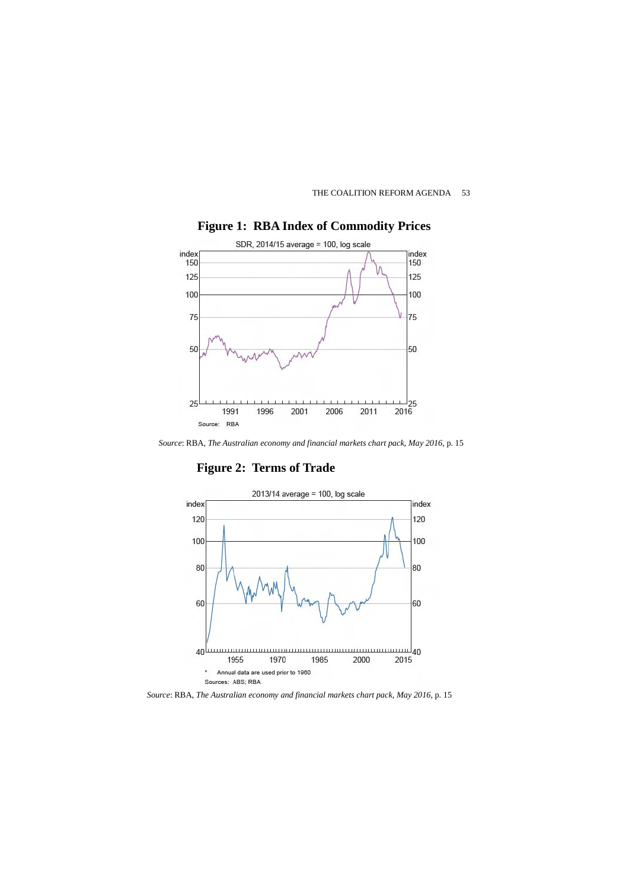## Figure 1: RBA Index of Commodity Prices

SDR, 2014/15 average = 100, log scale

Source: RBA

*Source*: RBA, *The Australian economy and financial markets chart pack, May 2016*, p. 15

## Figure 2: Terms of Trade

2013/14 average = 100, log scale

\* Annual data are used prior to 1960

Sources: ABS; RBA

*Source*: RBA, *The Australian economy and financial markets chart pack, May 2016*, p. 15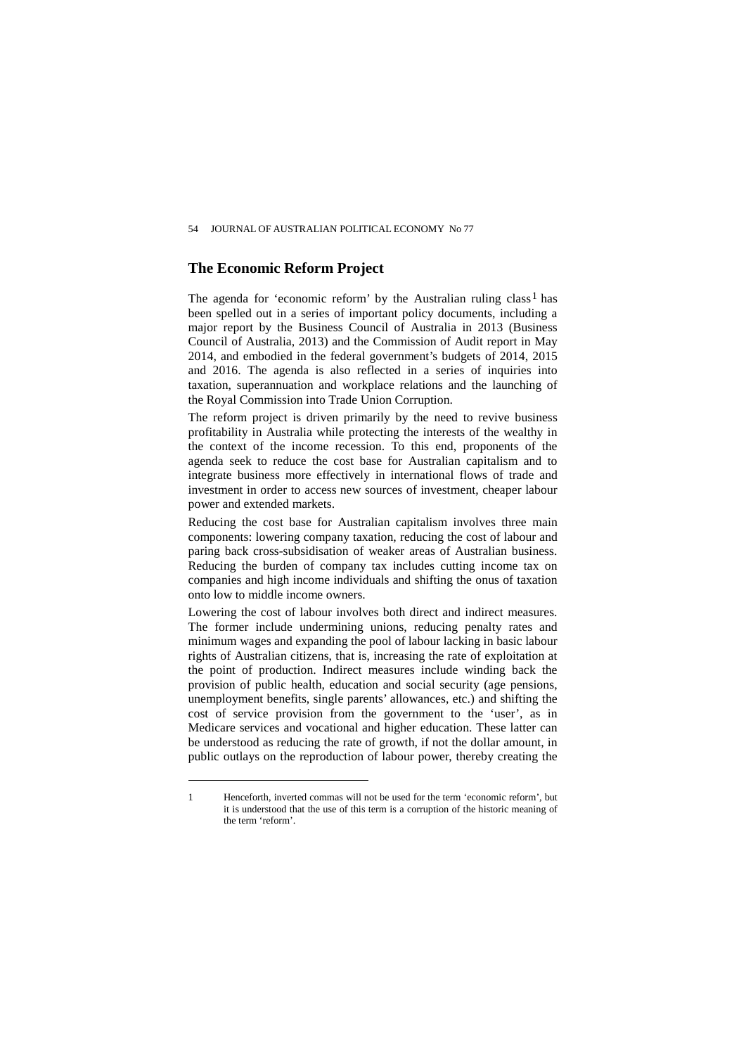## The Economic Reform Project

The agenda for 'economic reform' by the Australian ruling class[1] has been spelled out in a series of important policy documents, including a major report by the Business Council of Australia in 2013 (Business Council of Australia, 2013) and the Commission of Audit report in May 2014, and embodied in the federal government's budgets of 2014, 2015 and 2016. The agenda is also reflected in a series of inquiries into taxation, superannuation and workplace relations and the launching of the Royal Commission into Trade Union Corruption.

The reform project is driven primarily by the need to revive business profitability in Australia while protecting the interests of the wealthy in the context of the income recession. To this end, proponents of the agenda seek to reduce the cost base for Australian capitalism and to integrate business more effectively in international flows of trade and investment in order to access new sources of investment, cheaper labour power and extended markets.

Reducing the cost base for Australian capitalism involves three main components: lowering company taxation, reducing the cost of labour and paring back cross-subsidisation of weaker areas of Australian business. Reducing the burden of company tax includes cutting income tax on companies and high income individuals and shifting the onus of taxation onto low to middle income owners.

Lowering the cost of labour involves both direct and indirect measures. The former include undermining unions, reducing penalty rates and minimum wages and expanding the pool of labour lacking in basic labour rights of Australian citizens, that is, increasing the rate of exploitation at the point of production. Indirect measures include winding back the provision of public health, education and social security (age pensions, unemployment benefits, single parents' allowances, etc.) and shifting the cost of service provision from the government to the 'user', as in Medicare services and vocational and higher education. These latter can be understood as reducing the rate of growth, if not the dollar amount, in public outlays on the reproduction of labour power, thereby creating the

---

1 Henceforth, inverted commas will not be used for the term 'economic reform', but it is understood that the use of this term is a corruption of the historic meaning of the term 'reform'.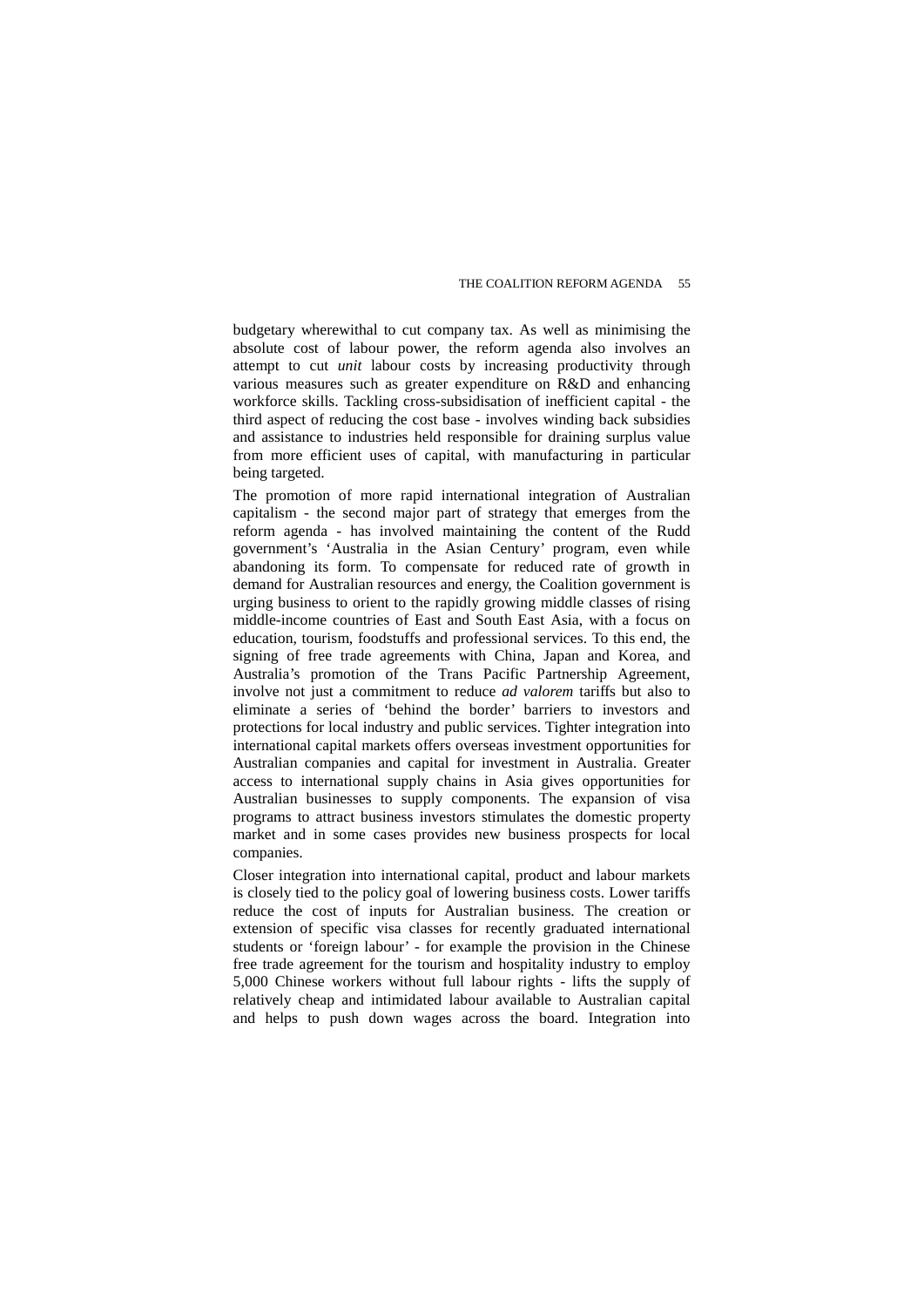budgetary wherewithal to cut company tax. As well as minimising the absolute cost of labour power, the reform agenda also involves an attempt to cut *unit* labour costs by increasing productivity through various measures such as greater expenditure on R&D and enhancing workforce skills. Tackling cross-subsidisation of inefficient capital - the third aspect of reducing the cost base - involves winding back subsidies and assistance to industries held responsible for draining surplus value from more efficient uses of capital, with manufacturing in particular being targeted.

The promotion of more rapid international integration of Australian capitalism - the second major part of strategy that emerges from the reform agenda - has involved maintaining the content of the Rudd government's 'Australia in the Asian Century' program, even while abandoning its form. To compensate for reduced rate of growth in demand for Australian resources and energy, the Coalition government is urging business to orient to the rapidly growing middle classes of rising middle-income countries of East and South East Asia, with a focus on education, tourism, foodstuffs and professional services. To this end, the signing of free trade agreements with China, Japan and Korea, and Australia's promotion of the Trans Pacific Partnership Agreement, involve not just a commitment to reduce *ad valorem* tariffs but also to eliminate a series of 'behind the border' barriers to investors and protections for local industry and public services. Tighter integration into international capital markets offers overseas investment opportunities for Australian companies and capital for investment in Australia. Greater access to international supply chains in Asia gives opportunities for Australian businesses to supply components. The expansion of visa programs to attract business investors stimulates the domestic property market and in some cases provides new business prospects for local companies.

Closer integration into international capital, product and labour markets is closely tied to the policy goal of lowering business costs. Lower tariffs reduce the cost of inputs for Australian business. The creation or extension of specific visa classes for recently graduated international students or 'foreign labour' - for example the provision in the Chinese free trade agreement for the tourism and hospitality industry to employ 5,000 Chinese workers without full labour rights - lifts the supply of relatively cheap and intimidated labour available to Australian capital and helps to push down wages across the board. Integration into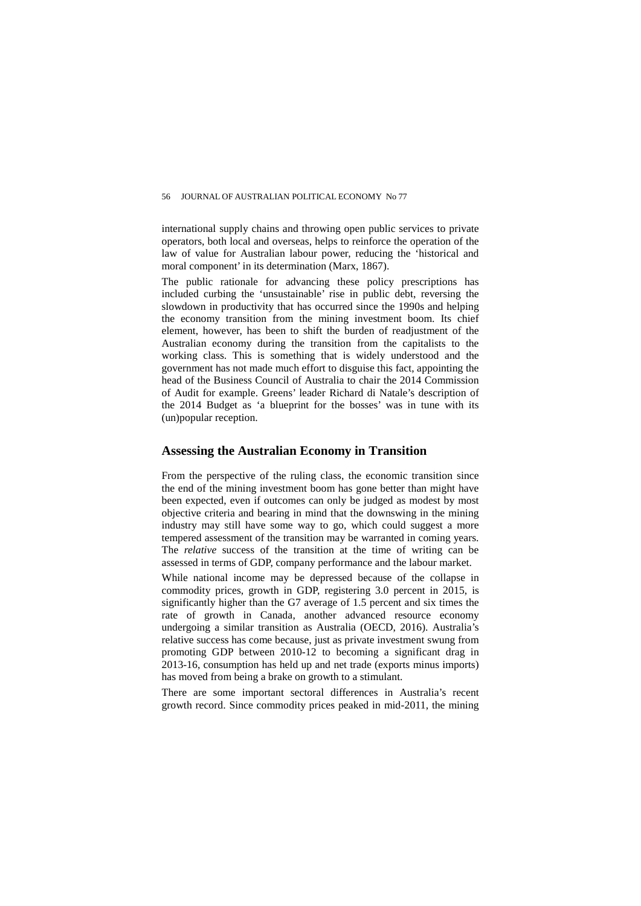international supply chains and throwing open public services to private operators, both local and overseas, helps to reinforce the operation of the law of value for Australian labour power, reducing the 'historical and moral component' in its determination (Marx, 1867).

The public rationale for advancing these policy prescriptions has included curbing the 'unsustainable' rise in public debt, reversing the slowdown in productivity that has occurred since the 1990s and helping the economy transition from the mining investment boom. Its chief element, however, has been to shift the burden of readjustment of the Australian economy during the transition from the capitalists to the working class. This is something that is widely understood and the government has not made much effort to disguise this fact, appointing the head of the Business Council of Australia to chair the 2014 Commission of Audit for example. Greens' leader Richard di Natale's description of the 2014 Budget as 'a blueprint for the bosses' was in tune with its (un)popular reception.

## Assessing the Australian Economy in Transition

From the perspective of the ruling class, the economic transition since the end of the mining investment boom has gone better than might have been expected, even if outcomes can only be judged as modest by most objective criteria and bearing in mind that the downswing in the mining industry may still have some way to go, which could suggest a more tempered assessment of the transition may be warranted in coming years. The *relative* success of the transition at the time of writing can be assessed in terms of GDP, company performance and the labour market.

While national income may be depressed because of the collapse in commodity prices, growth in GDP, registering 3.0 percent in 2015, is significantly higher than the G7 average of 1.5 percent and six times the rate of growth in Canada, another advanced resource economy undergoing a similar transition as Australia (OECD, 2016). Australia's relative success has come because, just as private investment swung from promoting GDP between 2010-12 to becoming a significant drag in 2013-16, consumption has held up and net trade (exports minus imports) has moved from being a brake on growth to a stimulant.

There are some important sectoral differences in Australia's recent growth record. Since commodity prices peaked in mid-2011, the mining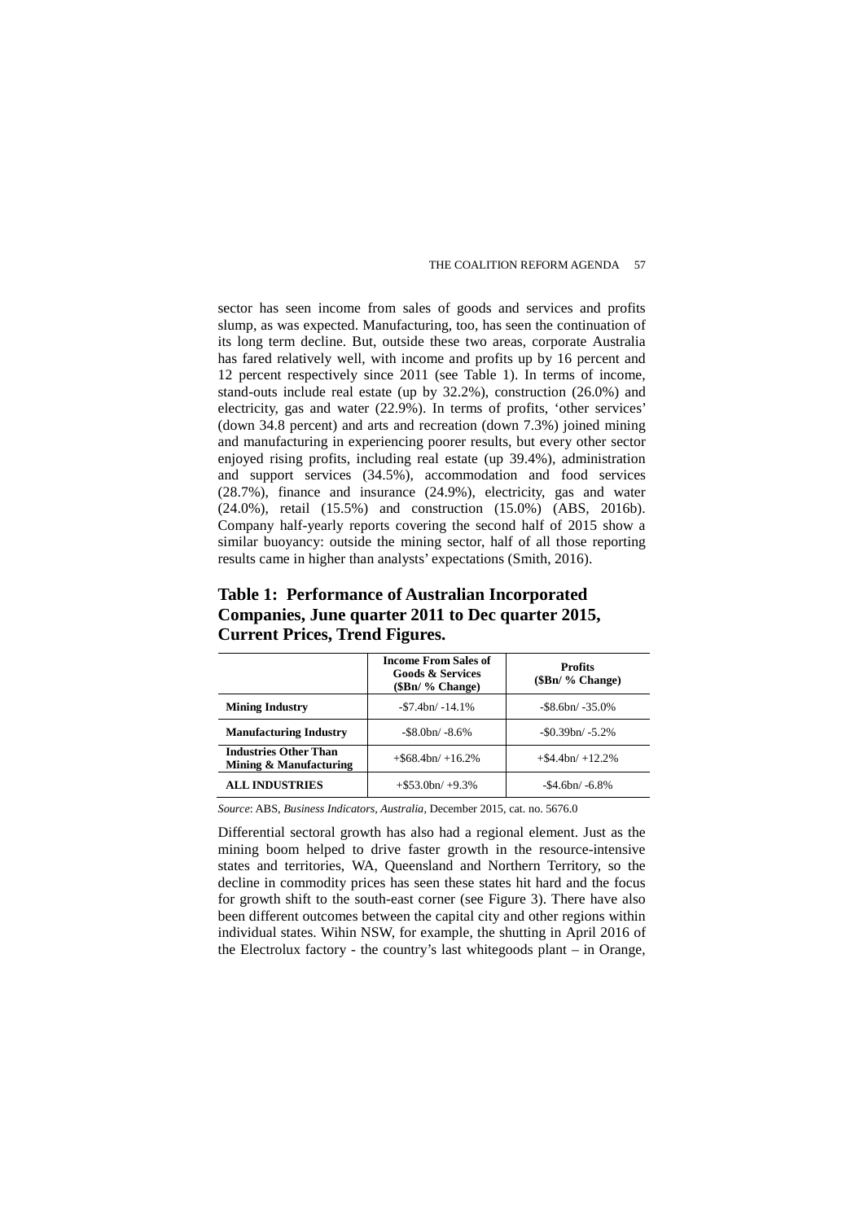sector has seen income from sales of goods and services and profits slump, as was expected. Manufacturing, too, has seen the continuation of its long term decline. But, outside these two areas, corporate Australia has fared relatively well, with income and profits up by 16 percent and 12 percent respectively since 2011 (see Table 1). In terms of income, stand-outs include real estate (up by 32.2%), construction (26.0%) and electricity, gas and water (22.9%). In terms of profits, 'other services' (down 34.8 percent) and arts and recreation (down 7.3%) joined mining and manufacturing in experiencing poorer results, but every other sector enjoyed rising profits, including real estate (up 39.4%), administration and support services (34.5%), accommodation and food services (28.7%), finance and insurance (24.9%), electricity, gas and water (24.0%), retail (15.5%) and construction (15.0%) (ABS, 2016b). Company half-yearly reports covering the second half of 2015 show a similar buoyancy: outside the mining sector, half of all those reporting results came in higher than analysts' expectations (Smith, 2016).

## Table 1: Performance of Australian Incorporated Companies, June quarter 2011 to Dec quarter 2015, Current Prices, Trend Figures.

| | Income From Sales of Goods & Services ($Bn/ % Change) | Profits ($Bn/ % Change) |
|---|---|---|
| **Mining Industry** | -$7.4bn/ -14.1% | -$8.6bn/ -35.0% |
| **Manufacturing Industry** | -$8.0bn/ -8.6% | -$0.39bn/ -5.2% |
| **Industries Other Than Mining & Manufacturing** | +$68.4bn/ +16.2% | +$4.4bn/ +12.2% |
| **ALL INDUSTRIES** | +$53.0bn/ +9.3% | -$4.6bn/ -6.8% |

*Source*: ABS, *Business Indicators, Australia*, December 2015, cat. no. 5676.0

Differential sectoral growth has also had a regional element. Just as the mining boom helped to drive faster growth in the resource-intensive states and territories, WA, Queensland and Northern Territory, so the decline in commodity prices has seen these states hit hard and the focus for growth shift to the south-east corner (see Figure 3). There have also been different outcomes between the capital city and other regions within individual states. Wihin NSW, for example, the shutting in April 2016 of the Electrolux factory - the country's last whitegoods plant – in Orange,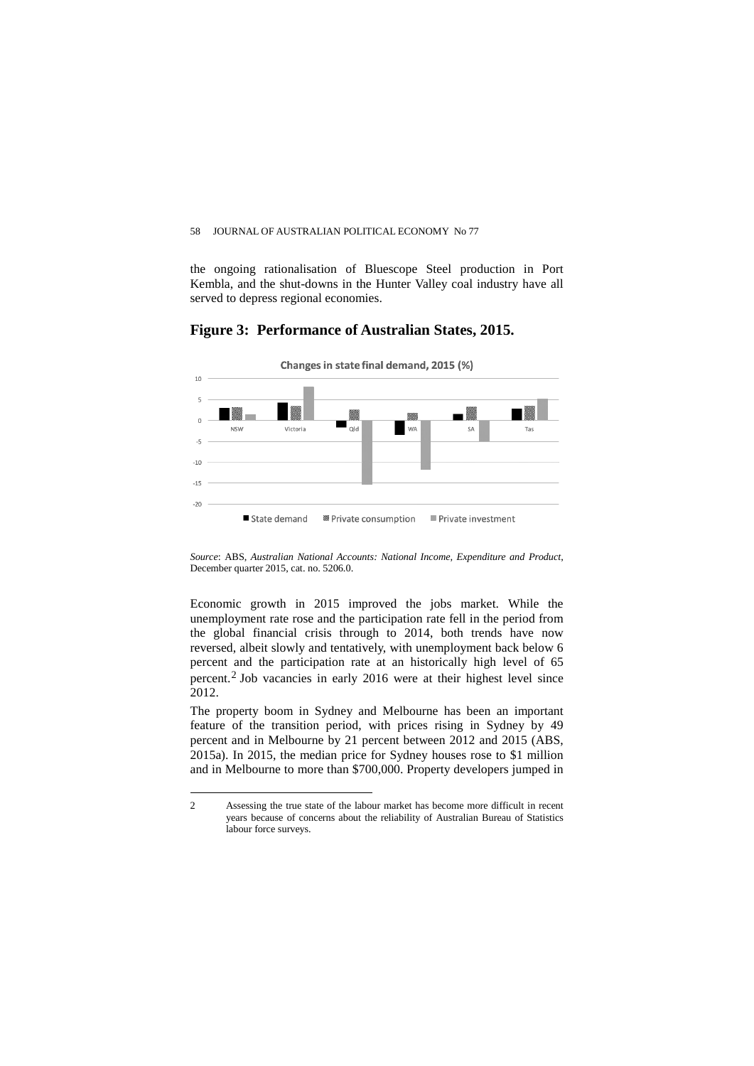the ongoing rationalisation of Bluescope Steel production in Port Kembla, and the shut-downs in the Hunter Valley coal industry have all served to depress regional economies.

## Figure 3: Performance of Australian States, 2015.

*Source*: ABS, *Australian National Accounts: National Income, Expenditure and Product*, December quarter 2015, cat. no. 5206.0.

Economic growth in 2015 improved the jobs market. While the unemployment rate rose and the participation rate fell in the period from the global financial crisis through to 2014, both trends have now reversed, albeit slowly and tentatively, with unemployment back below 6 percent and the participation rate at an historically high level of 65 percent.[2] Job vacancies in early 2016 were at their highest level since 2012.

The property boom in Sydney and Melbourne has been an important feature of the transition period, with prices rising in Sydney by 49 percent and in Melbourne by 21 percent between 2012 and 2015 (ABS, 2015a). In 2015, the median price for Sydney houses rose to $1 million and in Melbourne to more than $700,000. Property developers jumped in

---

2 Assessing the true state of the labour market has become more difficult in recent years because of concerns about the reliability of Australian Bureau of Statistics labour force surveys.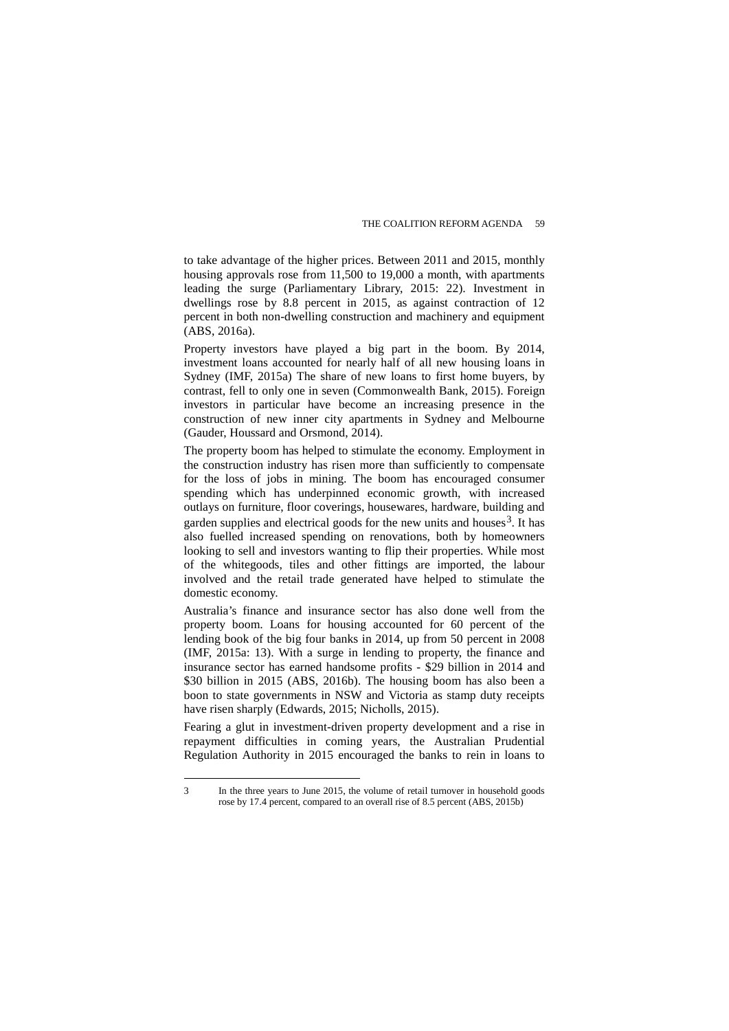to take advantage of the higher prices. Between 2011 and 2015, monthly housing approvals rose from 11,500 to 19,000 a month, with apartments leading the surge (Parliamentary Library, 2015: 22). Investment in dwellings rose by 8.8 percent in 2015, as against contraction of 12 percent in both non-dwelling construction and machinery and equipment (ABS, 2016a).

Property investors have played a big part in the boom. By 2014, investment loans accounted for nearly half of all new housing loans in Sydney (IMF, 2015a) The share of new loans to first home buyers, by contrast, fell to only one in seven (Commonwealth Bank, 2015). Foreign investors in particular have become an increasing presence in the construction of new inner city apartments in Sydney and Melbourne (Gauder, Houssard and Orsmond, 2014).

The property boom has helped to stimulate the economy. Employment in the construction industry has risen more than sufficiently to compensate for the loss of jobs in mining. The boom has encouraged consumer spending which has underpinned economic growth, with increased outlays on furniture, floor coverings, housewares, hardware, building and garden supplies and electrical goods for the new units and houses[3]. It has also fuelled increased spending on renovations, both by homeowners looking to sell and investors wanting to flip their properties. While most of the whitegoods, tiles and other fittings are imported, the labour involved and the retail trade generated have helped to stimulate the domestic economy.

Australia's finance and insurance sector has also done well from the property boom. Loans for housing accounted for 60 percent of the lending book of the big four banks in 2014, up from 50 percent in 2008 (IMF, 2015a: 13). With a surge in lending to property, the finance and insurance sector has earned handsome profits - $29 billion in 2014 and $30 billion in 2015 (ABS, 2016b). The housing boom has also been a boon to state governments in NSW and Victoria as stamp duty receipts have risen sharply (Edwards, 2015; Nicholls, 2015).

Fearing a glut in investment-driven property development and a rise in repayment difficulties in coming years, the Australian Prudential Regulation Authority in 2015 encouraged the banks to rein in loans to

---

3 In the three years to June 2015, the volume of retail turnover in household goods rose by 17.4 percent, compared to an overall rise of 8.5 percent (ABS, 2015b)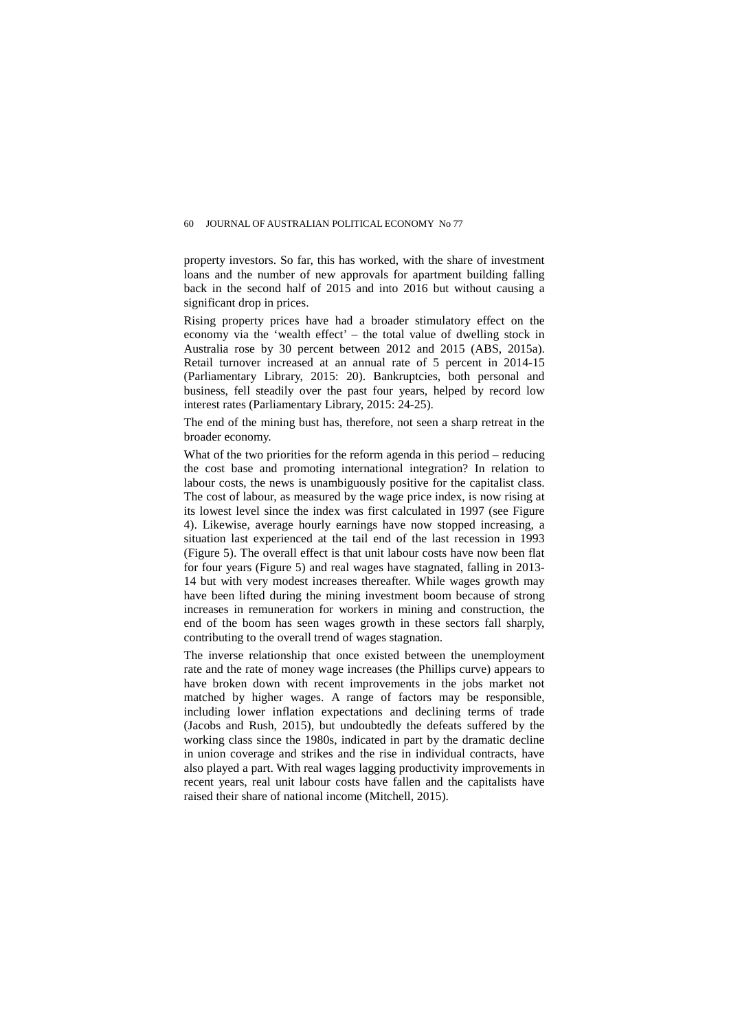property investors. So far, this has worked, with the share of investment loans and the number of new approvals for apartment building falling back in the second half of 2015 and into 2016 but without causing a significant drop in prices.

Rising property prices have had a broader stimulatory effect on the economy via the 'wealth effect' – the total value of dwelling stock in Australia rose by 30 percent between 2012 and 2015 (ABS, 2015a). Retail turnover increased at an annual rate of 5 percent in 2014-15 (Parliamentary Library, 2015: 20). Bankruptcies, both personal and business, fell steadily over the past four years, helped by record low interest rates (Parliamentary Library, 2015: 24-25).

The end of the mining bust has, therefore, not seen a sharp retreat in the broader economy.

What of the two priorities for the reform agenda in this period – reducing the cost base and promoting international integration? In relation to labour costs, the news is unambiguously positive for the capitalist class. The cost of labour, as measured by the wage price index, is now rising at its lowest level since the index was first calculated in 1997 (see Figure 4). Likewise, average hourly earnings have now stopped increasing, a situation last experienced at the tail end of the last recession in 1993 (Figure 5). The overall effect is that unit labour costs have now been flat for four years (Figure 5) and real wages have stagnated, falling in 2013-14 but with very modest increases thereafter. While wages growth may have been lifted during the mining investment boom because of strong increases in remuneration for workers in mining and construction, the end of the boom has seen wages growth in these sectors fall sharply, contributing to the overall trend of wages stagnation.

The inverse relationship that once existed between the unemployment rate and the rate of money wage increases (the Phillips curve) appears to have broken down with recent improvements in the jobs market not matched by higher wages. A range of factors may be responsible, including lower inflation expectations and declining terms of trade (Jacobs and Rush, 2015), but undoubtedly the defeats suffered by the working class since the 1980s, indicated in part by the dramatic decline in union coverage and strikes and the rise in individual contracts, have also played a part. With real wages lagging productivity improvements in recent years, real unit labour costs have fallen and the capitalists have raised their share of national income (Mitchell, 2015).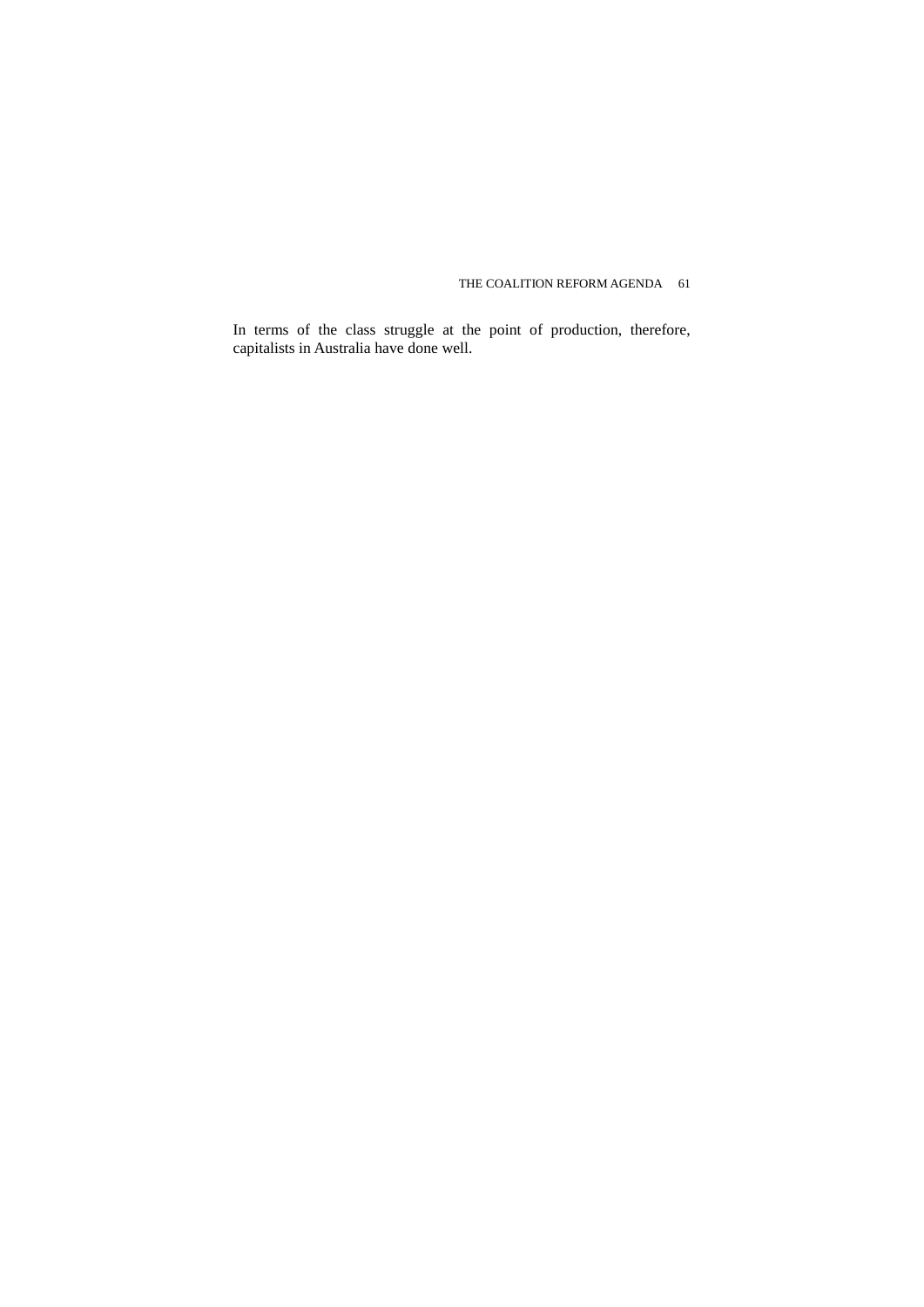In terms of the class struggle at the point of production, therefore, capitalists in Australia have done well.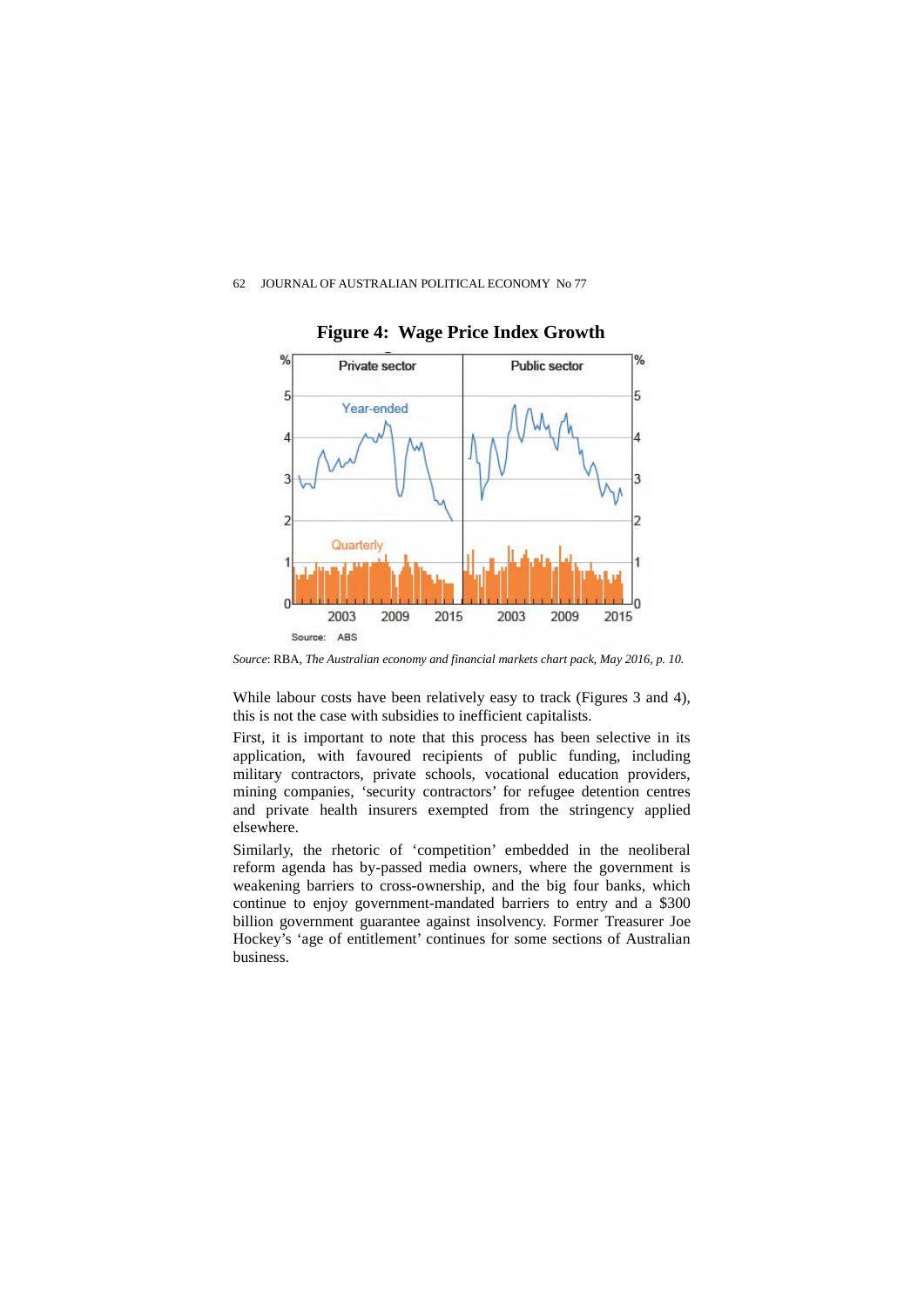**Figure 4: Wage Price Index Growth**

*Source*: RBA, *The Australian economy and financial markets chart pack, May 2016, p. 10.*

While labour costs have been relatively easy to track (Figures 3 and 4), this is not the case with subsidies to inefficient capitalists.

First, it is important to note that this process has been selective in its application, with favoured recipients of public funding, including military contractors, private schools, vocational education providers, mining companies, 'security contractors' for refugee detention centres and private health insurers exempted from the stringency applied elsewhere.

Similarly, the rhetoric of 'competition' embedded in the neoliberal reform agenda has by-passed media owners, where the government is weakening barriers to cross-ownership, and the big four banks, which continue to enjoy government-mandated barriers to entry and a $300 billion government guarantee against insolvency. Former Treasurer Joe Hockey's 'age of entitlement' continues for some sections of Australian business.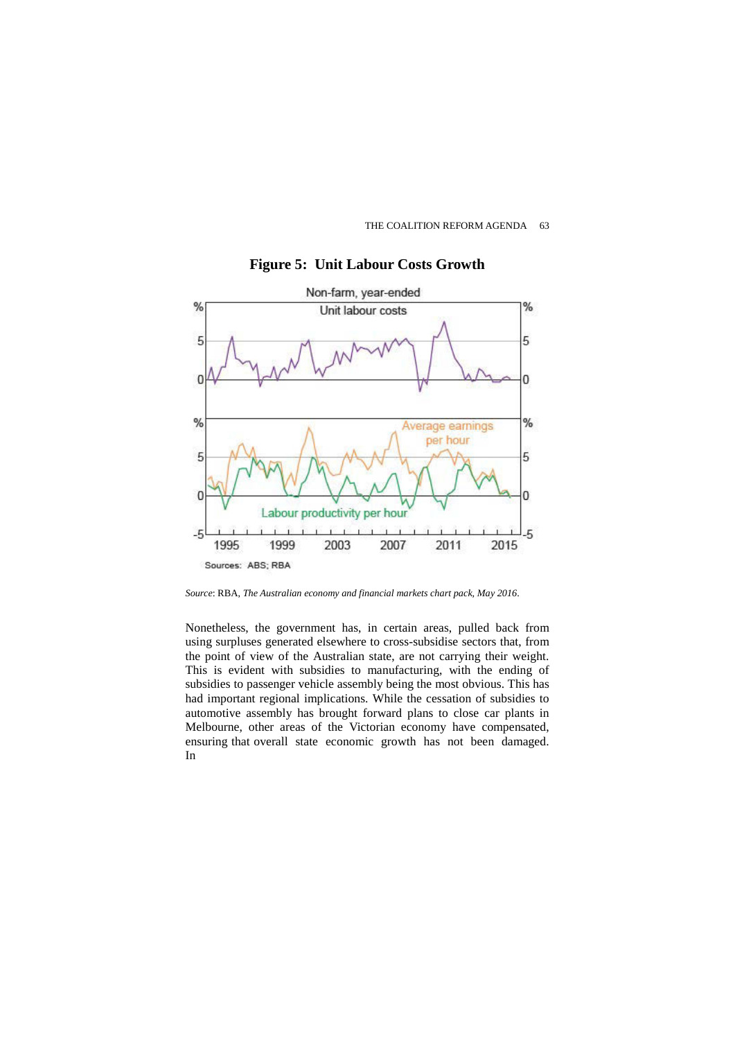**Figure 5: Unit Labour Costs Growth**

*Source*: RBA, *The Australian economy and financial markets chart pack, May 2016*.

Nonetheless, the government has, in certain areas, pulled back from using surpluses generated elsewhere to cross-subsidise sectors that, from the point of view of the Australian state, are not carrying their weight. This is evident with subsidies to manufacturing, with the ending of subsidies to passenger vehicle assembly being the most obvious. This has had important regional implications. While the cessation of subsidies to automotive assembly has brought forward plans to close car plants in Melbourne, other areas of the Victorian economy have compensated, ensuring that overall state economic growth has not been damaged. In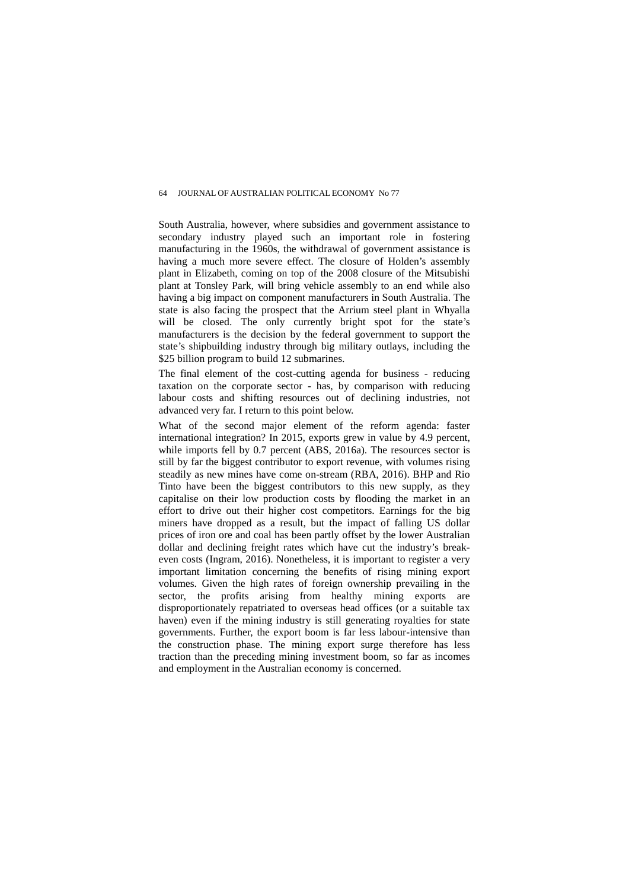South Australia, however, where subsidies and government assistance to secondary industry played such an important role in fostering manufacturing in the 1960s, the withdrawal of government assistance is having a much more severe effect. The closure of Holden's assembly plant in Elizabeth, coming on top of the 2008 closure of the Mitsubishi plant at Tonsley Park, will bring vehicle assembly to an end while also having a big impact on component manufacturers in South Australia. The state is also facing the prospect that the Arrium steel plant in Whyalla will be closed. The only currently bright spot for the state's manufacturers is the decision by the federal government to support the state's shipbuilding industry through big military outlays, including the $25 billion program to build 12 submarines.

The final element of the cost-cutting agenda for business - reducing taxation on the corporate sector - has, by comparison with reducing labour costs and shifting resources out of declining industries, not advanced very far. I return to this point below.

What of the second major element of the reform agenda: faster international integration? In 2015, exports grew in value by 4.9 percent, while imports fell by 0.7 percent (ABS, 2016a). The resources sector is still by far the biggest contributor to export revenue, with volumes rising steadily as new mines have come on-stream (RBA, 2016). BHP and Rio Tinto have been the biggest contributors to this new supply, as they capitalise on their low production costs by flooding the market in an effort to drive out their higher cost competitors. Earnings for the big miners have dropped as a result, but the impact of falling US dollar prices of iron ore and coal has been partly offset by the lower Australian dollar and declining freight rates which have cut the industry's break-even costs (Ingram, 2016). Nonetheless, it is important to register a very important limitation concerning the benefits of rising mining export volumes. Given the high rates of foreign ownership prevailing in the sector, the profits arising from healthy mining exports are disproportionately repatriated to overseas head offices (or a suitable tax haven) even if the mining industry is still generating royalties for state governments. Further, the export boom is far less labour-intensive than the construction phase. The mining export surge therefore has less traction than the preceding mining investment boom, so far as incomes and employment in the Australian economy is concerned.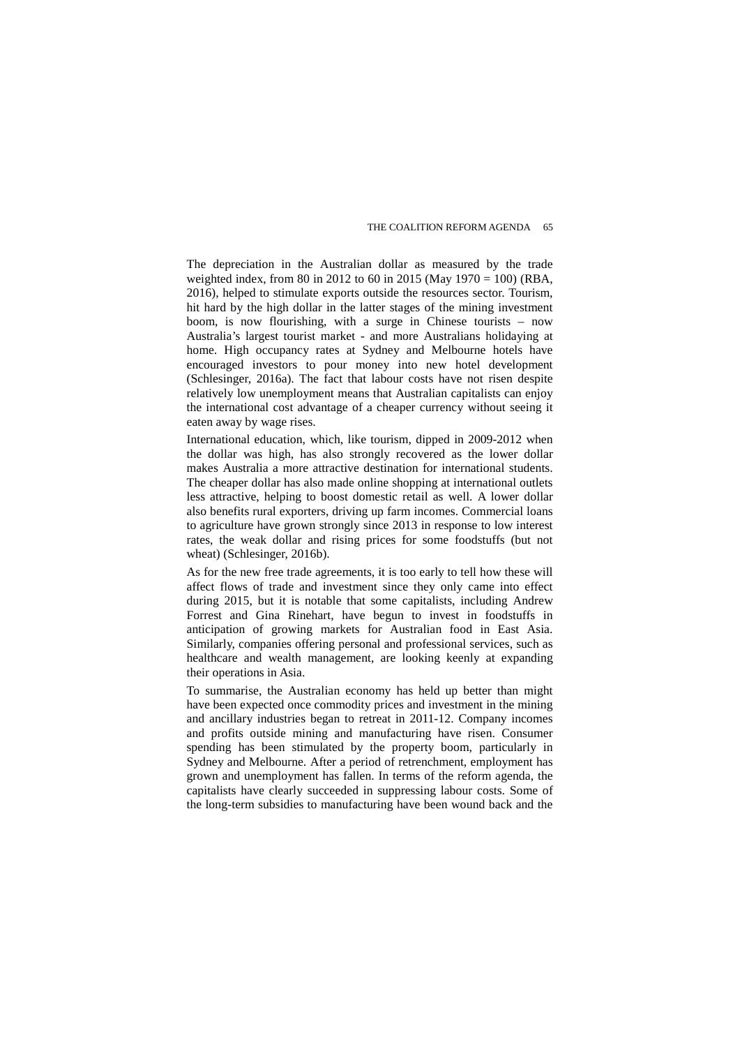The depreciation in the Australian dollar as measured by the trade weighted index, from 80 in 2012 to 60 in 2015 (May 1970 = 100) (RBA, 2016), helped to stimulate exports outside the resources sector. Tourism, hit hard by the high dollar in the latter stages of the mining investment boom, is now flourishing, with a surge in Chinese tourists – now Australia's largest tourist market - and more Australians holidaying at home. High occupancy rates at Sydney and Melbourne hotels have encouraged investors to pour money into new hotel development (Schlesinger, 2016a). The fact that labour costs have not risen despite relatively low unemployment means that Australian capitalists can enjoy the international cost advantage of a cheaper currency without seeing it eaten away by wage rises.

International education, which, like tourism, dipped in 2009-2012 when the dollar was high, has also strongly recovered as the lower dollar makes Australia a more attractive destination for international students. The cheaper dollar has also made online shopping at international outlets less attractive, helping to boost domestic retail as well. A lower dollar also benefits rural exporters, driving up farm incomes. Commercial loans to agriculture have grown strongly since 2013 in response to low interest rates, the weak dollar and rising prices for some foodstuffs (but not wheat) (Schlesinger, 2016b).

As for the new free trade agreements, it is too early to tell how these will affect flows of trade and investment since they only came into effect during 2015, but it is notable that some capitalists, including Andrew Forrest and Gina Rinehart, have begun to invest in foodstuffs in anticipation of growing markets for Australian food in East Asia. Similarly, companies offering personal and professional services, such as healthcare and wealth management, are looking keenly at expanding their operations in Asia.

To summarise, the Australian economy has held up better than might have been expected once commodity prices and investment in the mining and ancillary industries began to retreat in 2011-12. Company incomes and profits outside mining and manufacturing have risen. Consumer spending has been stimulated by the property boom, particularly in Sydney and Melbourne. After a period of retrenchment, employment has grown and unemployment has fallen. In terms of the reform agenda, the capitalists have clearly succeeded in suppressing labour costs. Some of the long-term subsidies to manufacturing have been wound back and the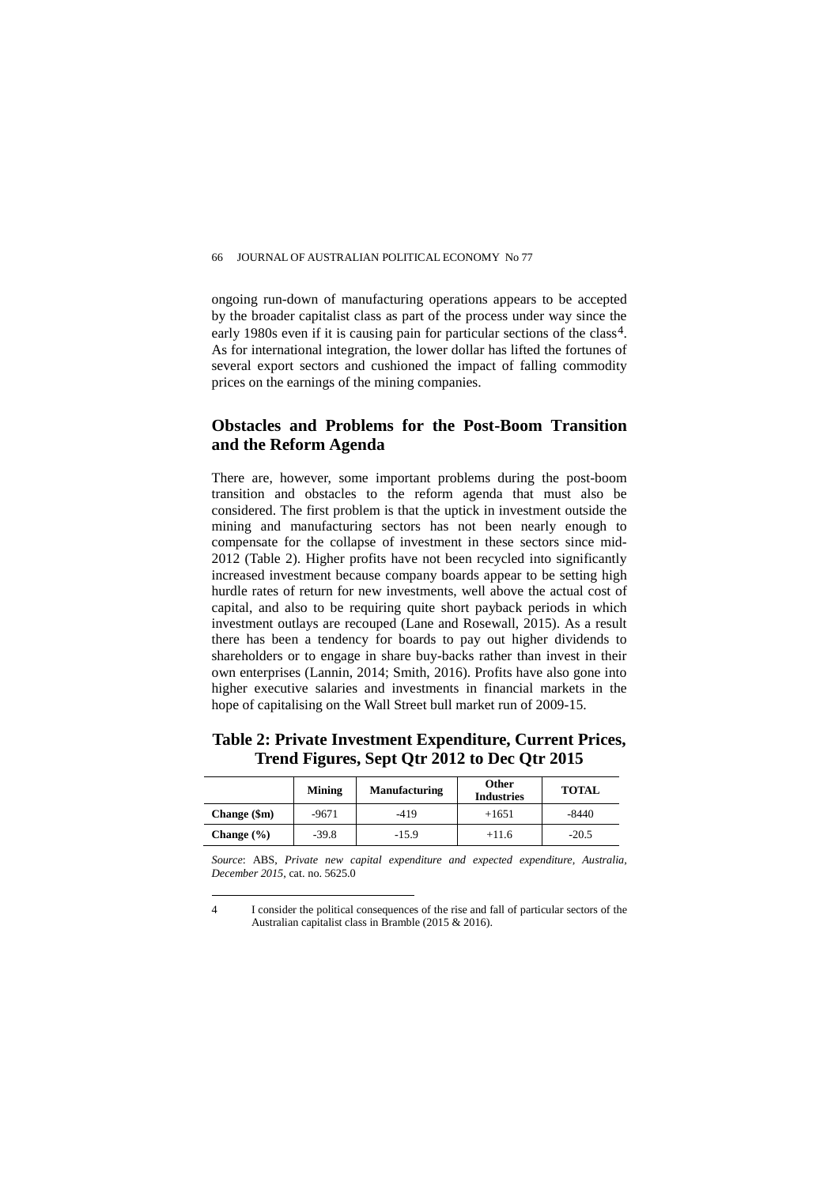ongoing run-down of manufacturing operations appears to be accepted by the broader capitalist class as part of the process under way since the early 1980s even if it is causing pain for particular sections of the class[4]. As for international integration, the lower dollar has lifted the fortunes of several export sectors and cushioned the impact of falling commodity prices on the earnings of the mining companies.

## Obstacles and Problems for the Post-Boom Transition and the Reform Agenda

There are, however, some important problems during the post-boom transition and obstacles to the reform agenda that must also be considered. The first problem is that the uptick in investment outside the mining and manufacturing sectors has not been nearly enough to compensate for the collapse of investment in these sectors since mid-2012 (Table 2). Higher profits have not been recycled into significantly increased investment because company boards appear to be setting high hurdle rates of return for new investments, well above the actual cost of capital, and also to be requiring quite short payback periods in which investment outlays are recouped (Lane and Rosewall, 2015). As a result there has been a tendency for boards to pay out higher dividends to shareholders or to engage in share buy-backs rather than invest in their own enterprises (Lannin, 2014; Smith, 2016). Profits have also gone into higher executive salaries and investments in financial markets in the hope of capitalising on the Wall Street bull market run of 2009-15.

**Table 2: Private Investment Expenditure, Current Prices, Trend Figures, Sept Qtr 2012 to Dec Qtr 2015**

| | Mining | Manufacturing | Other Industries | TOTAL |
|---|---|---|---|---|
| **Change ($m)** | -9671 | -419 | +1651 | -8440 |
| **Change (%)** | -39.8 | -15.9 | +11.6 | -20.5 |

*Source*: ABS, *Private new capital expenditure and expected expenditure, Australia, December 2015*, cat. no. 5625.0

4 I consider the political consequences of the rise and fall of particular sectors of the Australian capitalist class in Bramble (2015 & 2016).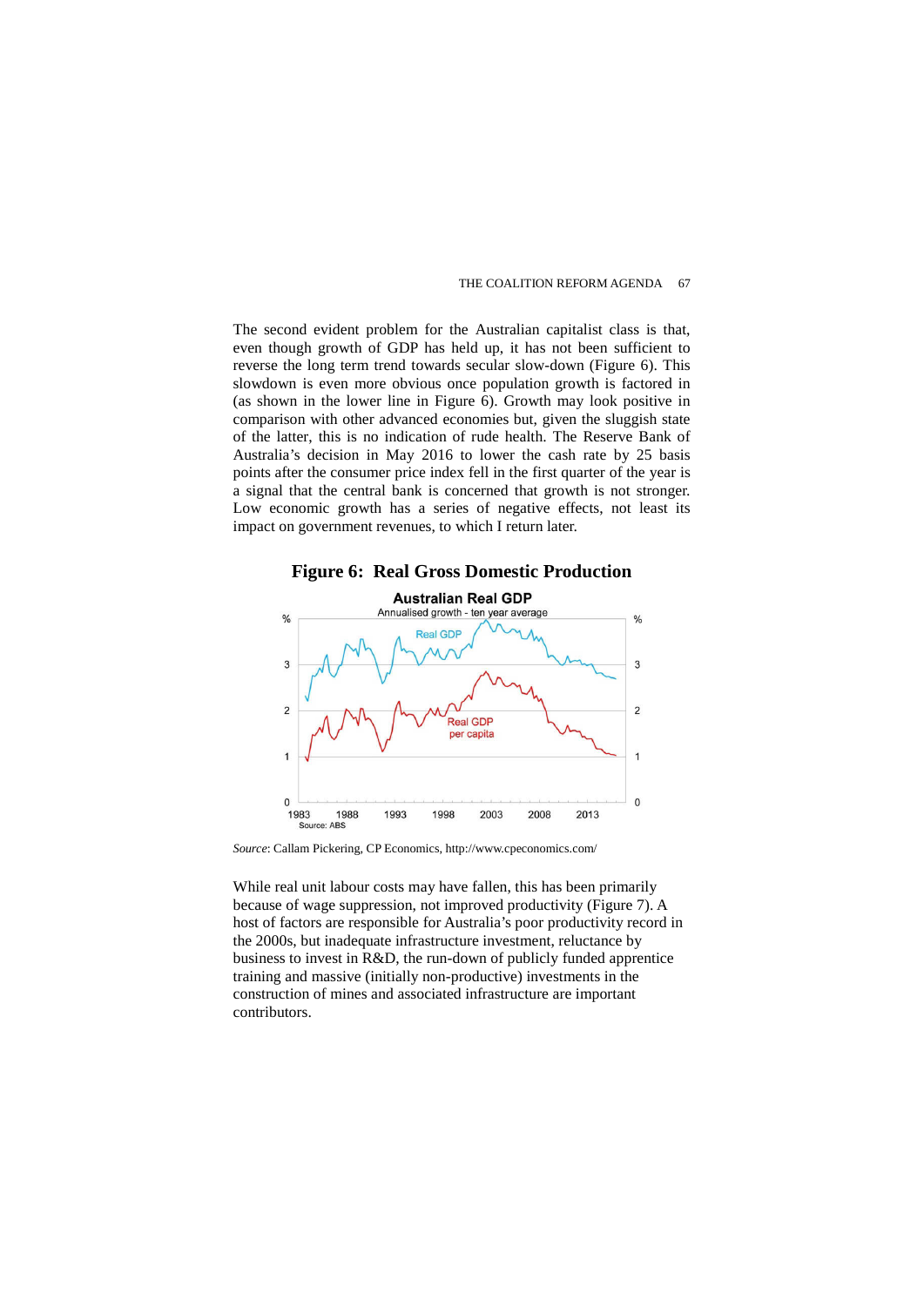The second evident problem for the Australian capitalist class is that, even though growth of GDP has held up, it has not been sufficient to reverse the long term trend towards secular slow-down (Figure 6). This slowdown is even more obvious once population growth is factored in (as shown in the lower line in Figure 6). Growth may look positive in comparison with other advanced economies but, given the sluggish state of the latter, this is no indication of rude health. The Reserve Bank of Australia's decision in May 2016 to lower the cash rate by 25 basis points after the consumer price index fell in the first quarter of the year is a signal that the central bank is concerned that growth is not stronger. Low economic growth has a series of negative effects, not least its impact on government revenues, to which I return later.

**Figure 6: Real Gross Domestic Production**

*Source*: Callam Pickering, CP Economics, http://www.cpeconomics.com/

While real unit labour costs may have fallen, this has been primarily because of wage suppression, not improved productivity (Figure 7). A host of factors are responsible for Australia's poor productivity record in the 2000s, but inadequate infrastructure investment, reluctance by business to invest in R&D, the run-down of publicly funded apprentice training and massive (initially non-productive) investments in the construction of mines and associated infrastructure are important contributors.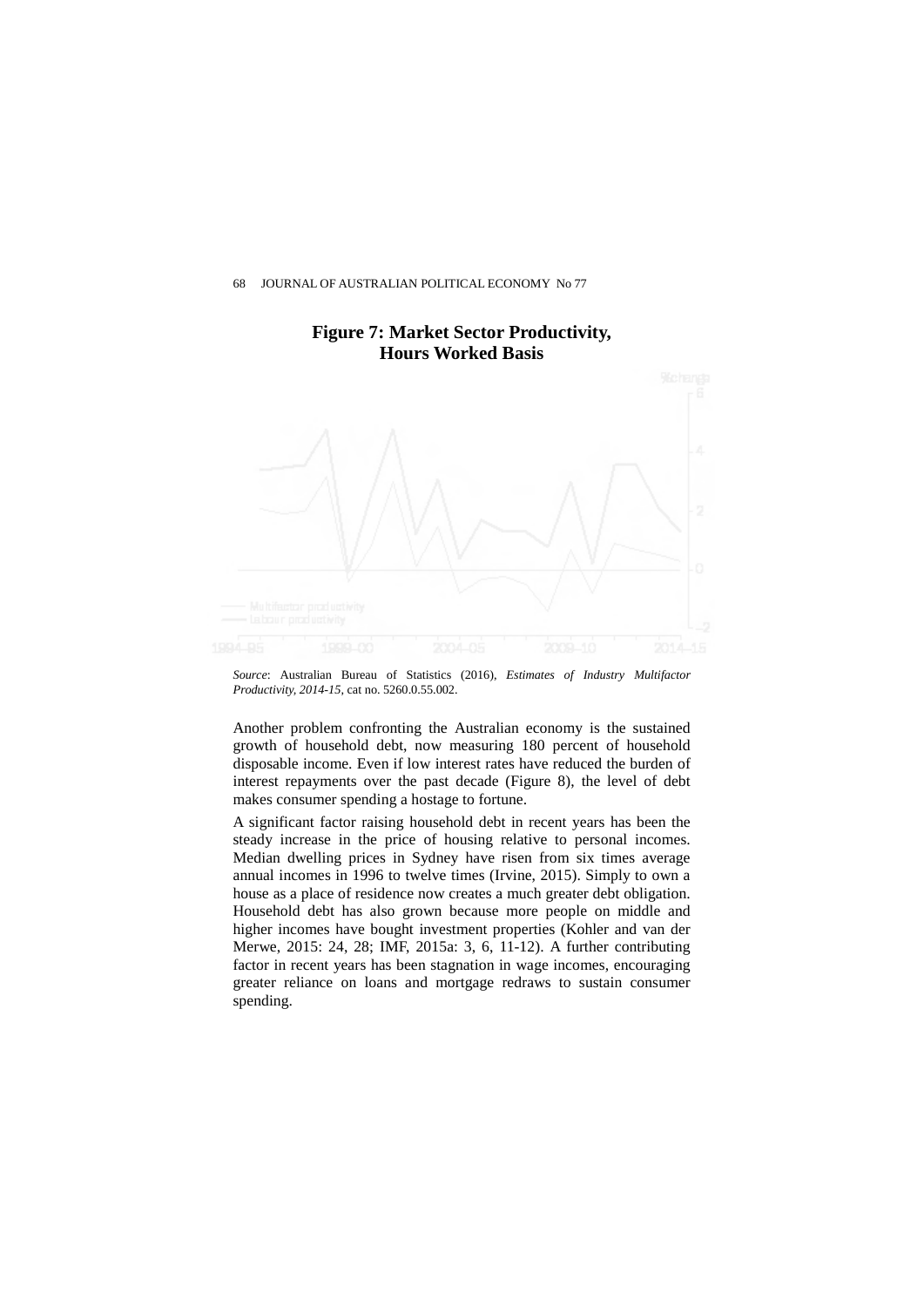## Figure 7: Market Sector Productivity, Hours Worked Basis

*Source*: Australian Bureau of Statistics (2016), *Estimates of Industry Multifactor Productivity, 2014-15*, cat no. 5260.0.55.002.

Another problem confronting the Australian economy is the sustained growth of household debt, now measuring 180 percent of household disposable income. Even if low interest rates have reduced the burden of interest repayments over the past decade (Figure 8), the level of debt makes consumer spending a hostage to fortune.

A significant factor raising household debt in recent years has been the steady increase in the price of housing relative to personal incomes. Median dwelling prices in Sydney have risen from six times average annual incomes in 1996 to twelve times (Irvine, 2015). Simply to own a house as a place of residence now creates a much greater debt obligation. Household debt has also grown because more people on middle and higher incomes have bought investment properties (Kohler and van der Merwe, 2015: 24, 28; IMF, 2015a: 3, 6, 11-12). A further contributing factor in recent years has been stagnation in wage incomes, encouraging greater reliance on loans and mortgage redraws to sustain consumer spending.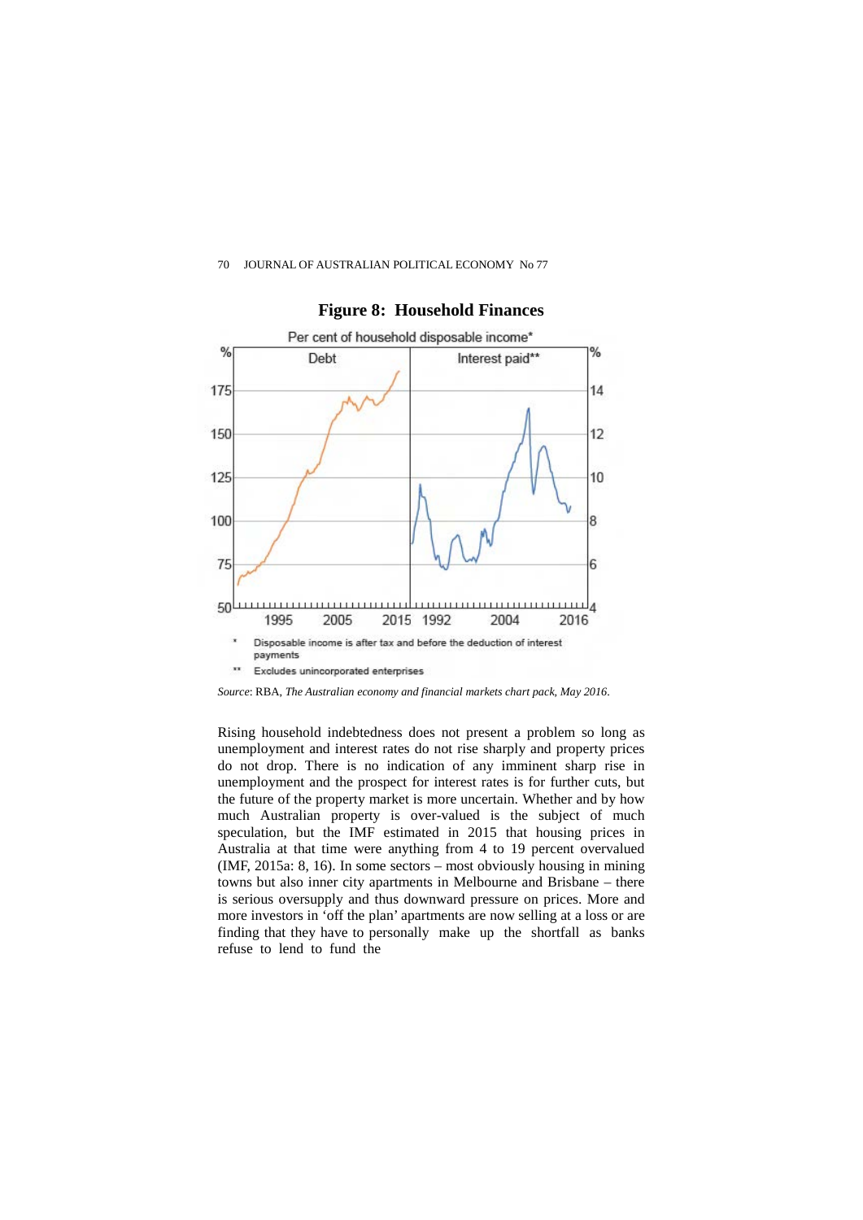**Figure 8: Household Finances**

*Source*: RBA, *The Australian economy and financial markets chart pack, May 2016*.

Rising household indebtedness does not present a problem so long as unemployment and interest rates do not rise sharply and property prices do not drop. There is no indication of any imminent sharp rise in unemployment and the prospect for interest rates is for further cuts, but the future of the property market is more uncertain. Whether and by how much Australian property is over-valued is the subject of much speculation, but the IMF estimated in 2015 that housing prices in Australia at that time were anything from 4 to 19 percent overvalued (IMF, 2015a: 8, 16). In some sectors – most obviously housing in mining towns but also inner city apartments in Melbourne and Brisbane – there is serious oversupply and thus downward pressure on prices. More and more investors in 'off the plan' apartments are now selling at a loss or are finding that they have to personally make up the shortfall as banks refuse to lend to fund the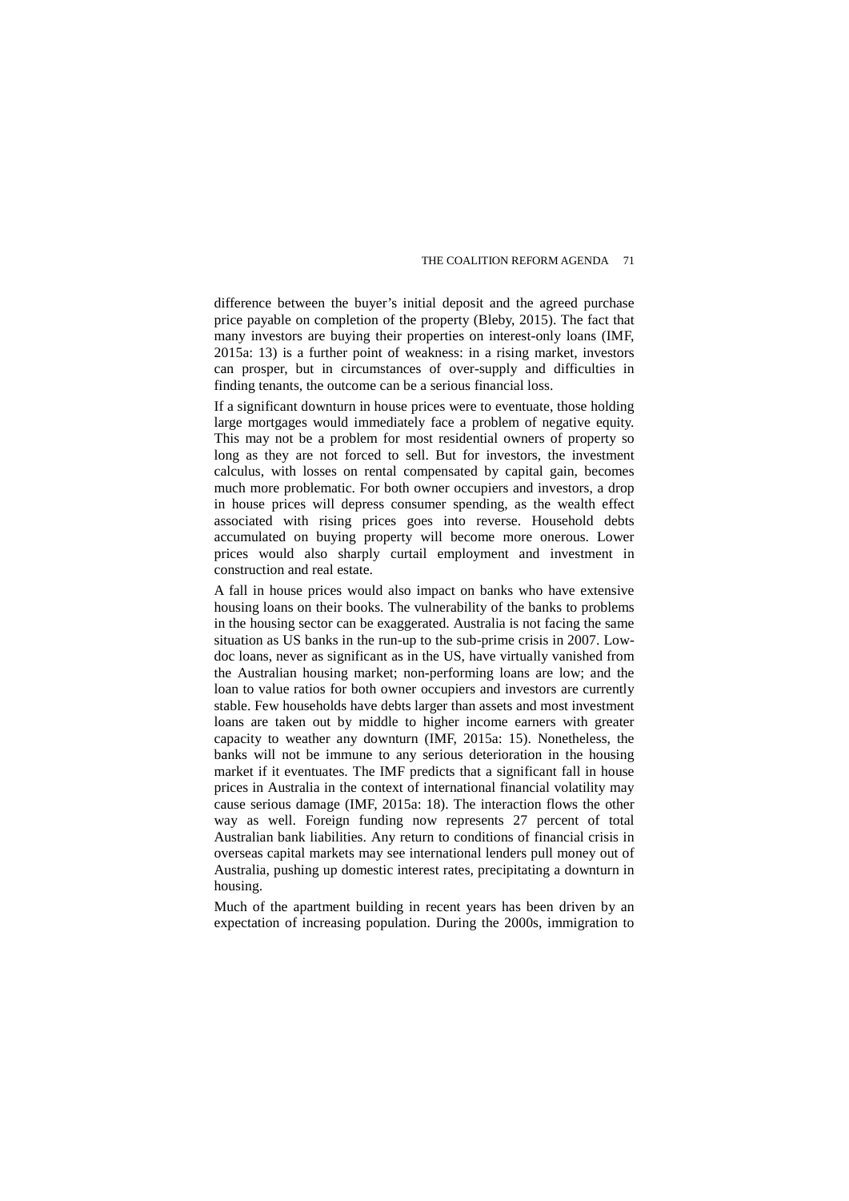difference between the buyer's initial deposit and the agreed purchase price payable on completion of the property (Bleby, 2015). The fact that many investors are buying their properties on interest-only loans (IMF, 2015a: 13) is a further point of weakness: in a rising market, investors can prosper, but in circumstances of over-supply and difficulties in finding tenants, the outcome can be a serious financial loss.

If a significant downturn in house prices were to eventuate, those holding large mortgages would immediately face a problem of negative equity. This may not be a problem for most residential owners of property so long as they are not forced to sell. But for investors, the investment calculus, with losses on rental compensated by capital gain, becomes much more problematic. For both owner occupiers and investors, a drop in house prices will depress consumer spending, as the wealth effect associated with rising prices goes into reverse. Household debts accumulated on buying property will become more onerous. Lower prices would also sharply curtail employment and investment in construction and real estate.

A fall in house prices would also impact on banks who have extensive housing loans on their books. The vulnerability of the banks to problems in the housing sector can be exaggerated. Australia is not facing the same situation as US banks in the run-up to the sub-prime crisis in 2007. Low-doc loans, never as significant as in the US, have virtually vanished from the Australian housing market; non-performing loans are low; and the loan to value ratios for both owner occupiers and investors are currently stable. Few households have debts larger than assets and most investment loans are taken out by middle to higher income earners with greater capacity to weather any downturn (IMF, 2015a: 15). Nonetheless, the banks will not be immune to any serious deterioration in the housing market if it eventuates. The IMF predicts that a significant fall in house prices in Australia in the context of international financial volatility may cause serious damage (IMF, 2015a: 18). The interaction flows the other way as well. Foreign funding now represents 27 percent of total Australian bank liabilities. Any return to conditions of financial crisis in overseas capital markets may see international lenders pull money out of Australia, pushing up domestic interest rates, precipitating a downturn in housing.

Much of the apartment building in recent years has been driven by an expectation of increasing population. During the 2000s, immigration to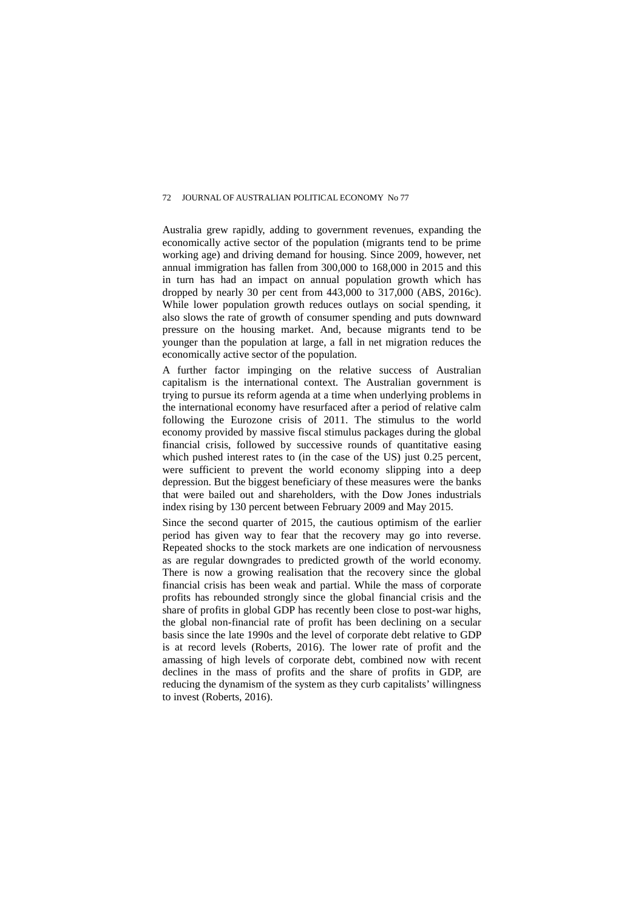Australia grew rapidly, adding to government revenues, expanding the economically active sector of the population (migrants tend to be prime working age) and driving demand for housing. Since 2009, however, net annual immigration has fallen from 300,000 to 168,000 in 2015 and this in turn has had an impact on annual population growth which has dropped by nearly 30 per cent from 443,000 to 317,000 (ABS, 2016c). While lower population growth reduces outlays on social spending, it also slows the rate of growth of consumer spending and puts downward pressure on the housing market. And, because migrants tend to be younger than the population at large, a fall in net migration reduces the economically active sector of the population.

A further factor impinging on the relative success of Australian capitalism is the international context. The Australian government is trying to pursue its reform agenda at a time when underlying problems in the international economy have resurfaced after a period of relative calm following the Eurozone crisis of 2011. The stimulus to the world economy provided by massive fiscal stimulus packages during the global financial crisis, followed by successive rounds of quantitative easing which pushed interest rates to (in the case of the US) just 0.25 percent, were sufficient to prevent the world economy slipping into a deep depression. But the biggest beneficiary of these measures were the banks that were bailed out and shareholders, with the Dow Jones industrials index rising by 130 percent between February 2009 and May 2015.

Since the second quarter of 2015, the cautious optimism of the earlier period has given way to fear that the recovery may go into reverse. Repeated shocks to the stock markets are one indication of nervousness as are regular downgrades to predicted growth of the world economy. There is now a growing realisation that the recovery since the global financial crisis has been weak and partial. While the mass of corporate profits has rebounded strongly since the global financial crisis and the share of profits in global GDP has recently been close to post-war highs, the global non-financial rate of profit has been declining on a secular basis since the late 1990s and the level of corporate debt relative to GDP is at record levels (Roberts, 2016). The lower rate of profit and the amassing of high levels of corporate debt, combined now with recent declines in the mass of profits and the share of profits in GDP, are reducing the dynamism of the system as they curb capitalists' willingness to invest (Roberts, 2016).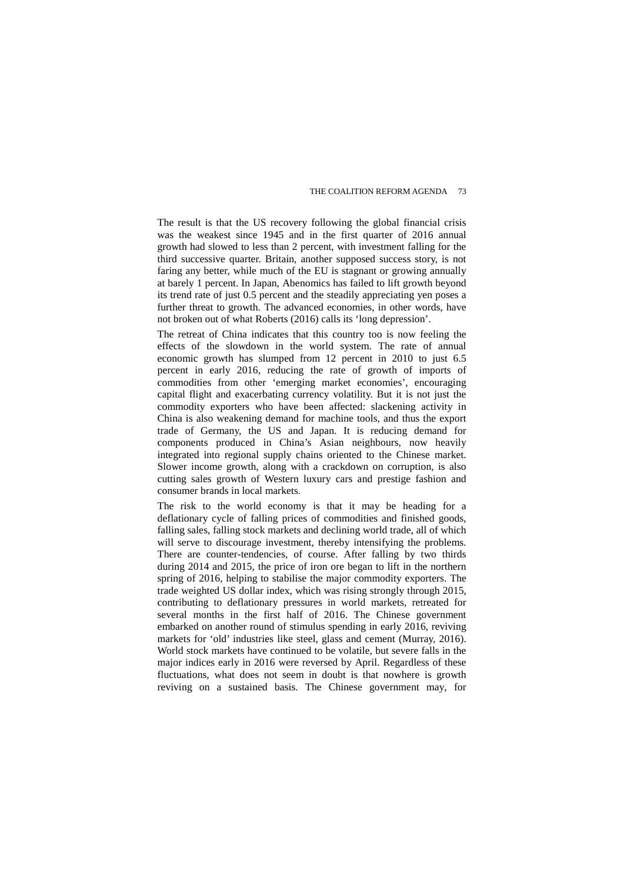The result is that the US recovery following the global financial crisis was the weakest since 1945 and in the first quarter of 2016 annual growth had slowed to less than 2 percent, with investment falling for the third successive quarter. Britain, another supposed success story, is not faring any better, while much of the EU is stagnant or growing annually at barely 1 percent. In Japan, Abenomics has failed to lift growth beyond its trend rate of just 0.5 percent and the steadily appreciating yen poses a further threat to growth. The advanced economies, in other words, have not broken out of what Roberts (2016) calls its 'long depression'.

The retreat of China indicates that this country too is now feeling the effects of the slowdown in the world system. The rate of annual economic growth has slumped from 12 percent in 2010 to just 6.5 percent in early 2016, reducing the rate of growth of imports of commodities from other 'emerging market economies', encouraging capital flight and exacerbating currency volatility. But it is not just the commodity exporters who have been affected: slackening activity in China is also weakening demand for machine tools, and thus the export trade of Germany, the US and Japan. It is reducing demand for components produced in China's Asian neighbours, now heavily integrated into regional supply chains oriented to the Chinese market. Slower income growth, along with a crackdown on corruption, is also cutting sales growth of Western luxury cars and prestige fashion and consumer brands in local markets.

The risk to the world economy is that it may be heading for a deflationary cycle of falling prices of commodities and finished goods, falling sales, falling stock markets and declining world trade, all of which will serve to discourage investment, thereby intensifying the problems. There are counter-tendencies, of course. After falling by two thirds during 2014 and 2015, the price of iron ore began to lift in the northern spring of 2016, helping to stabilise the major commodity exporters. The trade weighted US dollar index, which was rising strongly through 2015, contributing to deflationary pressures in world markets, retreated for several months in the first half of 2016. The Chinese government embarked on another round of stimulus spending in early 2016, reviving markets for 'old' industries like steel, glass and cement (Murray, 2016). World stock markets have continued to be volatile, but severe falls in the major indices early in 2016 were reversed by April. Regardless of these fluctuations, what does not seem in doubt is that nowhere is growth reviving on a sustained basis. The Chinese government may, for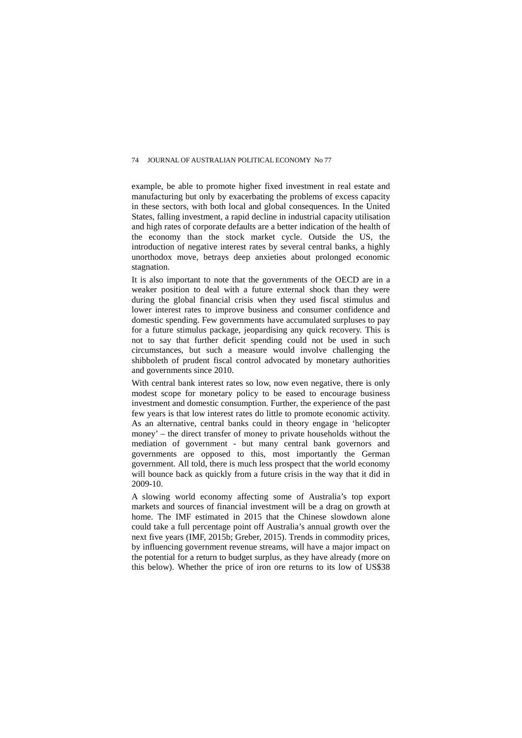example, be able to promote higher fixed investment in real estate and manufacturing but only by exacerbating the problems of excess capacity in these sectors, with both local and global consequences. In the United States, falling investment, a rapid decline in industrial capacity utilisation and high rates of corporate defaults are a better indication of the health of the economy than the stock market cycle. Outside the US, the introduction of negative interest rates by several central banks, a highly unorthodox move, betrays deep anxieties about prolonged economic stagnation.

It is also important to note that the governments of the OECD are in a weaker position to deal with a future external shock than they were during the global financial crisis when they used fiscal stimulus and lower interest rates to improve business and consumer confidence and domestic spending. Few governments have accumulated surpluses to pay for a future stimulus package, jeopardising any quick recovery. This is not to say that further deficit spending could not be used in such circumstances, but such a measure would involve challenging the shibboleth of prudent fiscal control advocated by monetary authorities and governments since 2010.

With central bank interest rates so low, now even negative, there is only modest scope for monetary policy to be eased to encourage business investment and domestic consumption. Further, the experience of the past few years is that low interest rates do little to promote economic activity. As an alternative, central banks could in theory engage in 'helicopter money' – the direct transfer of money to private households without the mediation of government - but many central bank governors and governments are opposed to this, most importantly the German government. All told, there is much less prospect that the world economy will bounce back as quickly from a future crisis in the way that it did in 2009-10.

A slowing world economy affecting some of Australia's top export markets and sources of financial investment will be a drag on growth at home. The IMF estimated in 2015 that the Chinese slowdown alone could take a full percentage point off Australia's annual growth over the next five years (IMF, 2015b; Greber, 2015). Trends in commodity prices, by influencing government revenue streams, will have a major impact on the potential for a return to budget surplus, as they have already (more on this below). Whether the price of iron ore returns to its low of US$38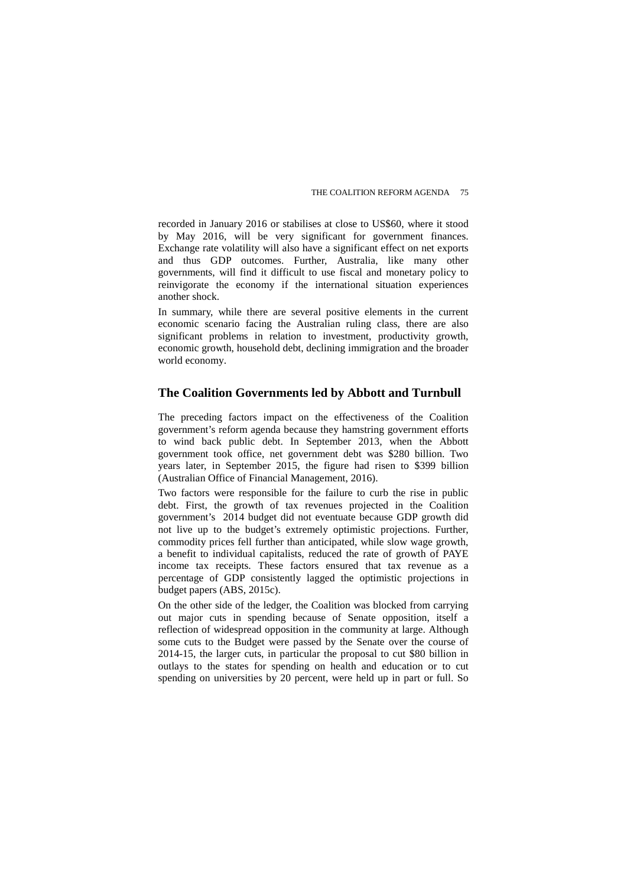recorded in January 2016 or stabilises at close to US$60, where it stood by May 2016, will be very significant for government finances. Exchange rate volatility will also have a significant effect on net exports and thus GDP outcomes. Further, Australia, like many other governments, will find it difficult to use fiscal and monetary policy to reinvigorate the economy if the international situation experiences another shock.

In summary, while there are several positive elements in the current economic scenario facing the Australian ruling class, there are also significant problems in relation to investment, productivity growth, economic growth, household debt, declining immigration and the broader world economy.

## The Coalition Governments led by Abbott and Turnbull

The preceding factors impact on the effectiveness of the Coalition government's reform agenda because they hamstring government efforts to wind back public debt. In September 2013, when the Abbott government took office, net government debt was $280 billion. Two years later, in September 2015, the figure had risen to $399 billion (Australian Office of Financial Management, 2016).

Two factors were responsible for the failure to curb the rise in public debt. First, the growth of tax revenues projected in the Coalition government's 2014 budget did not eventuate because GDP growth did not live up to the budget's extremely optimistic projections. Further, commodity prices fell further than anticipated, while slow wage growth, a benefit to individual capitalists, reduced the rate of growth of PAYE income tax receipts. These factors ensured that tax revenue as a percentage of GDP consistently lagged the optimistic projections in budget papers (ABS, 2015c).

On the other side of the ledger, the Coalition was blocked from carrying out major cuts in spending because of Senate opposition, itself a reflection of widespread opposition in the community at large. Although some cuts to the Budget were passed by the Senate over the course of 2014-15, the larger cuts, in particular the proposal to cut $80 billion in outlays to the states for spending on health and education or to cut spending on universities by 20 percent, were held up in part or full. So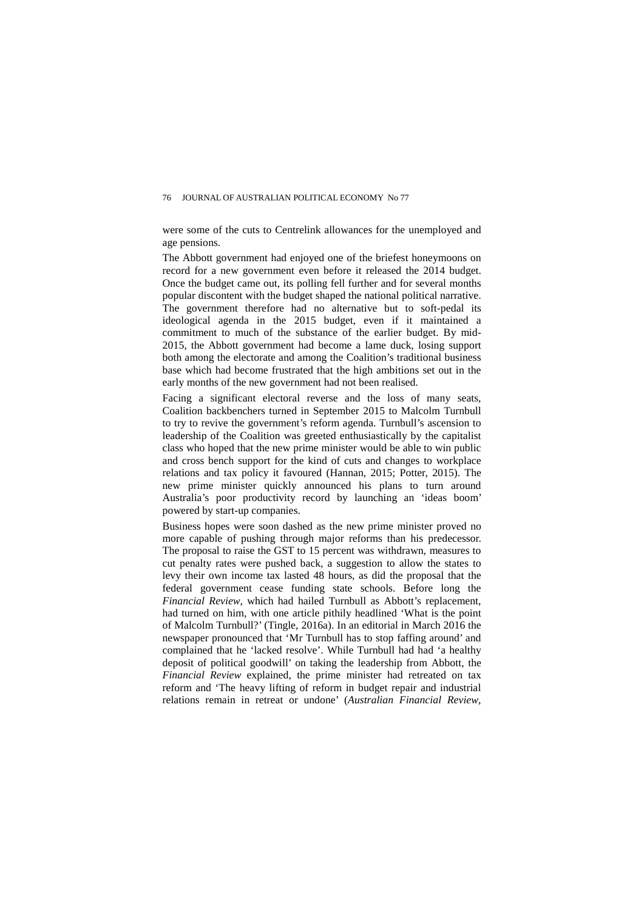were some of the cuts to Centrelink allowances for the unemployed and age pensions.

The Abbott government had enjoyed one of the briefest honeymoons on record for a new government even before it released the 2014 budget. Once the budget came out, its polling fell further and for several months popular discontent with the budget shaped the national political narrative. The government therefore had no alternative but to soft-pedal its ideological agenda in the 2015 budget, even if it maintained a commitment to much of the substance of the earlier budget. By mid-2015, the Abbott government had become a lame duck, losing support both among the electorate and among the Coalition's traditional business base which had become frustrated that the high ambitions set out in the early months of the new government had not been realised.

Facing a significant electoral reverse and the loss of many seats, Coalition backbenchers turned in September 2015 to Malcolm Turnbull to try to revive the government's reform agenda. Turnbull's ascension to leadership of the Coalition was greeted enthusiastically by the capitalist class who hoped that the new prime minister would be able to win public and cross bench support for the kind of cuts and changes to workplace relations and tax policy it favoured (Hannan, 2015; Potter, 2015). The new prime minister quickly announced his plans to turn around Australia's poor productivity record by launching an 'ideas boom' powered by start-up companies.

Business hopes were soon dashed as the new prime minister proved no more capable of pushing through major reforms than his predecessor. The proposal to raise the GST to 15 percent was withdrawn, measures to cut penalty rates were pushed back, a suggestion to allow the states to levy their own income tax lasted 48 hours, as did the proposal that the federal government cease funding state schools. Before long the *Financial Review*, which had hailed Turnbull as Abbott's replacement, had turned on him, with one article pithily headlined 'What is the point of Malcolm Turnbull?' (Tingle, 2016a). In an editorial in March 2016 the newspaper pronounced that 'Mr Turnbull has to stop faffing around' and complained that he 'lacked resolve'. While Turnbull had had 'a healthy deposit of political goodwill' on taking the leadership from Abbott, the *Financial Review* explained, the prime minister had retreated on tax reform and 'The heavy lifting of reform in budget repair and industrial relations remain in retreat or undone' (*Australian Financial Review*,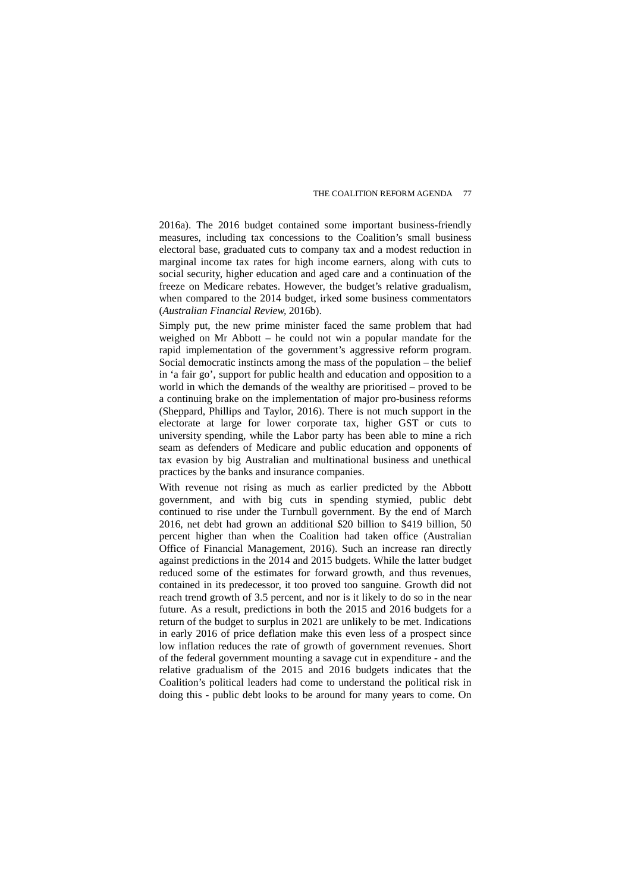2016a). The 2016 budget contained some important business-friendly measures, including tax concessions to the Coalition's small business electoral base, graduated cuts to company tax and a modest reduction in marginal income tax rates for high income earners, along with cuts to social security, higher education and aged care and a continuation of the freeze on Medicare rebates. However, the budget's relative gradualism, when compared to the 2014 budget, irked some business commentators (*Australian Financial Review*, 2016b).

Simply put, the new prime minister faced the same problem that had weighed on Mr Abbott – he could not win a popular mandate for the rapid implementation of the government's aggressive reform program. Social democratic instincts among the mass of the population – the belief in 'a fair go', support for public health and education and opposition to a world in which the demands of the wealthy are prioritised – proved to be a continuing brake on the implementation of major pro-business reforms (Sheppard, Phillips and Taylor, 2016). There is not much support in the electorate at large for lower corporate tax, higher GST or cuts to university spending, while the Labor party has been able to mine a rich seam as defenders of Medicare and public education and opponents of tax evasion by big Australian and multinational business and unethical practices by the banks and insurance companies.

With revenue not rising as much as earlier predicted by the Abbott government, and with big cuts in spending stymied, public debt continued to rise under the Turnbull government. By the end of March 2016, net debt had grown an additional \$20 billion to \$419 billion, 50 percent higher than when the Coalition had taken office (Australian Office of Financial Management, 2016). Such an increase ran directly against predictions in the 2014 and 2015 budgets. While the latter budget reduced some of the estimates for forward growth, and thus revenues, contained in its predecessor, it too proved too sanguine. Growth did not reach trend growth of 3.5 percent, and nor is it likely to do so in the near future. As a result, predictions in both the 2015 and 2016 budgets for a return of the budget to surplus in 2021 are unlikely to be met. Indications in early 2016 of price deflation make this even less of a prospect since low inflation reduces the rate of growth of government revenues. Short of the federal government mounting a savage cut in expenditure - and the relative gradualism of the 2015 and 2016 budgets indicates that the Coalition's political leaders had come to understand the political risk in doing this - public debt looks to be around for many years to come. On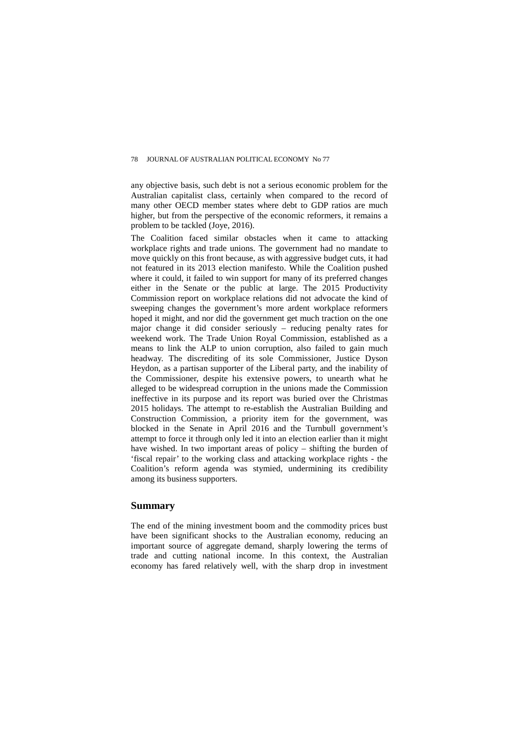any objective basis, such debt is not a serious economic problem for the Australian capitalist class, certainly when compared to the record of many other OECD member states where debt to GDP ratios are much higher, but from the perspective of the economic reformers, it remains a problem to be tackled (Joye, 2016).

The Coalition faced similar obstacles when it came to attacking workplace rights and trade unions. The government had no mandate to move quickly on this front because, as with aggressive budget cuts, it had not featured in its 2013 election manifesto. While the Coalition pushed where it could, it failed to win support for many of its preferred changes either in the Senate or the public at large. The 2015 Productivity Commission report on workplace relations did not advocate the kind of sweeping changes the government's more ardent workplace reformers hoped it might, and nor did the government get much traction on the one major change it did consider seriously – reducing penalty rates for weekend work. The Trade Union Royal Commission, established as a means to link the ALP to union corruption, also failed to gain much headway. The discrediting of its sole Commissioner, Justice Dyson Heydon, as a partisan supporter of the Liberal party, and the inability of the Commissioner, despite his extensive powers, to unearth what he alleged to be widespread corruption in the unions made the Commission ineffective in its purpose and its report was buried over the Christmas 2015 holidays. The attempt to re-establish the Australian Building and Construction Commission, a priority item for the government, was blocked in the Senate in April 2016 and the Turnbull government's attempt to force it through only led it into an election earlier than it might have wished. In two important areas of policy – shifting the burden of 'fiscal repair' to the working class and attacking workplace rights - the Coalition's reform agenda was stymied, undermining its credibility among its business supporters.

## Summary

The end of the mining investment boom and the commodity prices bust have been significant shocks to the Australian economy, reducing an important source of aggregate demand, sharply lowering the terms of trade and cutting national income. In this context, the Australian economy has fared relatively well, with the sharp drop in investment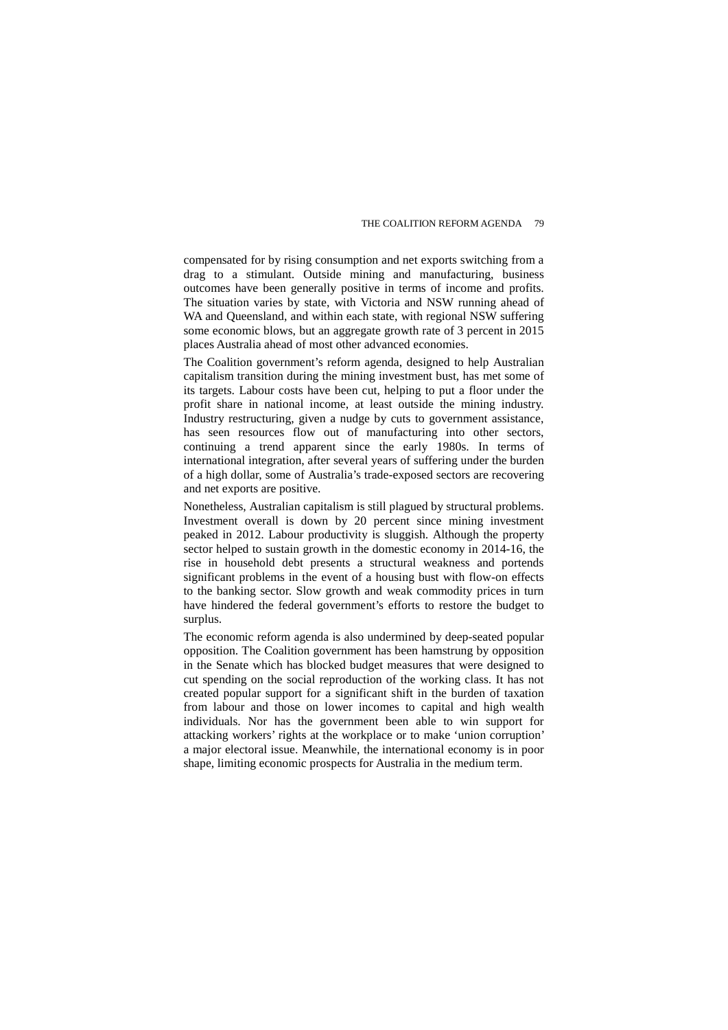compensated for by rising consumption and net exports switching from a drag to a stimulant. Outside mining and manufacturing, business outcomes have been generally positive in terms of income and profits. The situation varies by state, with Victoria and NSW running ahead of WA and Queensland, and within each state, with regional NSW suffering some economic blows, but an aggregate growth rate of 3 percent in 2015 places Australia ahead of most other advanced economies.

The Coalition government's reform agenda, designed to help Australian capitalism transition during the mining investment bust, has met some of its targets. Labour costs have been cut, helping to put a floor under the profit share in national income, at least outside the mining industry. Industry restructuring, given a nudge by cuts to government assistance, has seen resources flow out of manufacturing into other sectors, continuing a trend apparent since the early 1980s. In terms of international integration, after several years of suffering under the burden of a high dollar, some of Australia's trade-exposed sectors are recovering and net exports are positive.

Nonetheless, Australian capitalism is still plagued by structural problems. Investment overall is down by 20 percent since mining investment peaked in 2012. Labour productivity is sluggish. Although the property sector helped to sustain growth in the domestic economy in 2014-16, the rise in household debt presents a structural weakness and portends significant problems in the event of a housing bust with flow-on effects to the banking sector. Slow growth and weak commodity prices in turn have hindered the federal government's efforts to restore the budget to surplus.

The economic reform agenda is also undermined by deep-seated popular opposition. The Coalition government has been hamstrung by opposition in the Senate which has blocked budget measures that were designed to cut spending on the social reproduction of the working class. It has not created popular support for a significant shift in the burden of taxation from labour and those on lower incomes to capital and high wealth individuals. Nor has the government been able to win support for attacking workers' rights at the workplace or to make 'union corruption' a major electoral issue. Meanwhile, the international economy is in poor shape, limiting economic prospects for Australia in the medium term.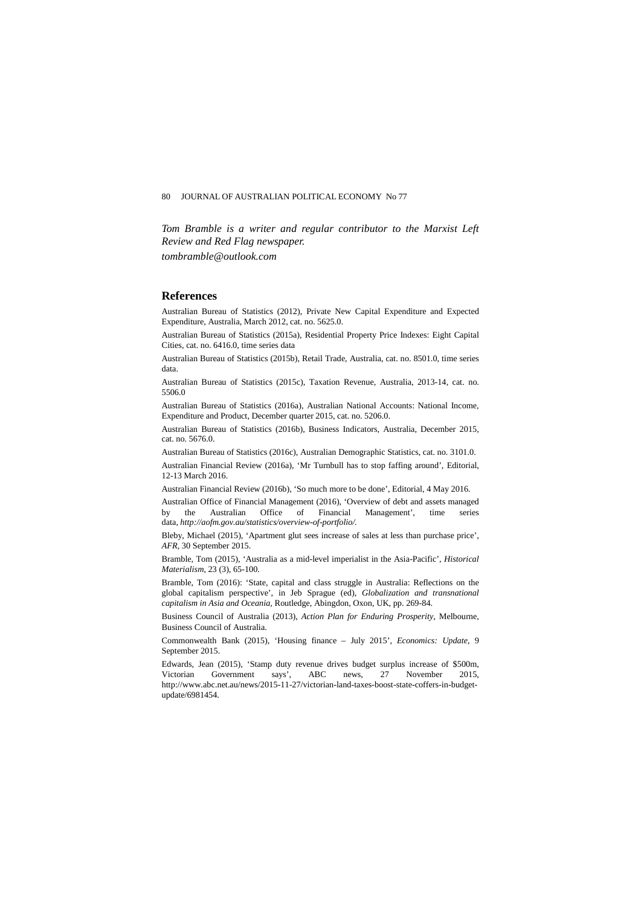*Tom Bramble is a writer and regular contributor to the Marxist Left Review and Red Flag newspaper.*

*tombramble@outlook.com*

## References

Australian Bureau of Statistics (2012), Private New Capital Expenditure and Expected Expenditure, Australia, March 2012, cat. no. 5625.0.

Australian Bureau of Statistics (2015a), Residential Property Price Indexes: Eight Capital Cities, cat. no. 6416.0, time series data

Australian Bureau of Statistics (2015b), Retail Trade, Australia, cat. no. 8501.0, time series data.

Australian Bureau of Statistics (2015c), Taxation Revenue, Australia, 2013-14, cat. no. 5506.0

Australian Bureau of Statistics (2016a), Australian National Accounts: National Income, Expenditure and Product, December quarter 2015, cat. no. 5206.0.

Australian Bureau of Statistics (2016b), Business Indicators, Australia, December 2015, cat. no. 5676.0.

Australian Bureau of Statistics (2016c), Australian Demographic Statistics, cat. no. 3101.0.

Australian Financial Review (2016a), 'Mr Turnbull has to stop faffing around', Editorial, 12-13 March 2016.

Australian Financial Review (2016b), 'So much more to be done', Editorial, 4 May 2016.

Australian Office of Financial Management (2016), 'Overview of debt and assets managed by the Australian Office of Financial Management', time series data, *http://aofm.gov.au/statistics/overview-of-portfolio/.*

Bleby, Michael (2015), 'Apartment glut sees increase of sales at less than purchase price', *AFR*, 30 September 2015.

Bramble, Tom (2015), 'Australia as a mid-level imperialist in the Asia-Pacific', *Historical Materialism*, 23 (3), 65-100.

Bramble, Tom (2016): 'State, capital and class struggle in Australia: Reflections on the global capitalism perspective', in Jeb Sprague (ed), *Globalization and transnational capitalism in Asia and Oceania*, Routledge, Abingdon, Oxon, UK, pp. 269-84.

Business Council of Australia (2013), *Action Plan for Enduring Prosperity*, Melbourne, Business Council of Australia.

Commonwealth Bank (2015), 'Housing finance – July 2015', *Economics: Update*, 9 September 2015.

Edwards, Jean (2015), 'Stamp duty revenue drives budget surplus increase of $500m, Victorian Government says', ABC news, 27 November 2015, http://www.abc.net.au/news/2015-11-27/victorian-land-taxes-boost-state-coffers-in-budget-update/6981454.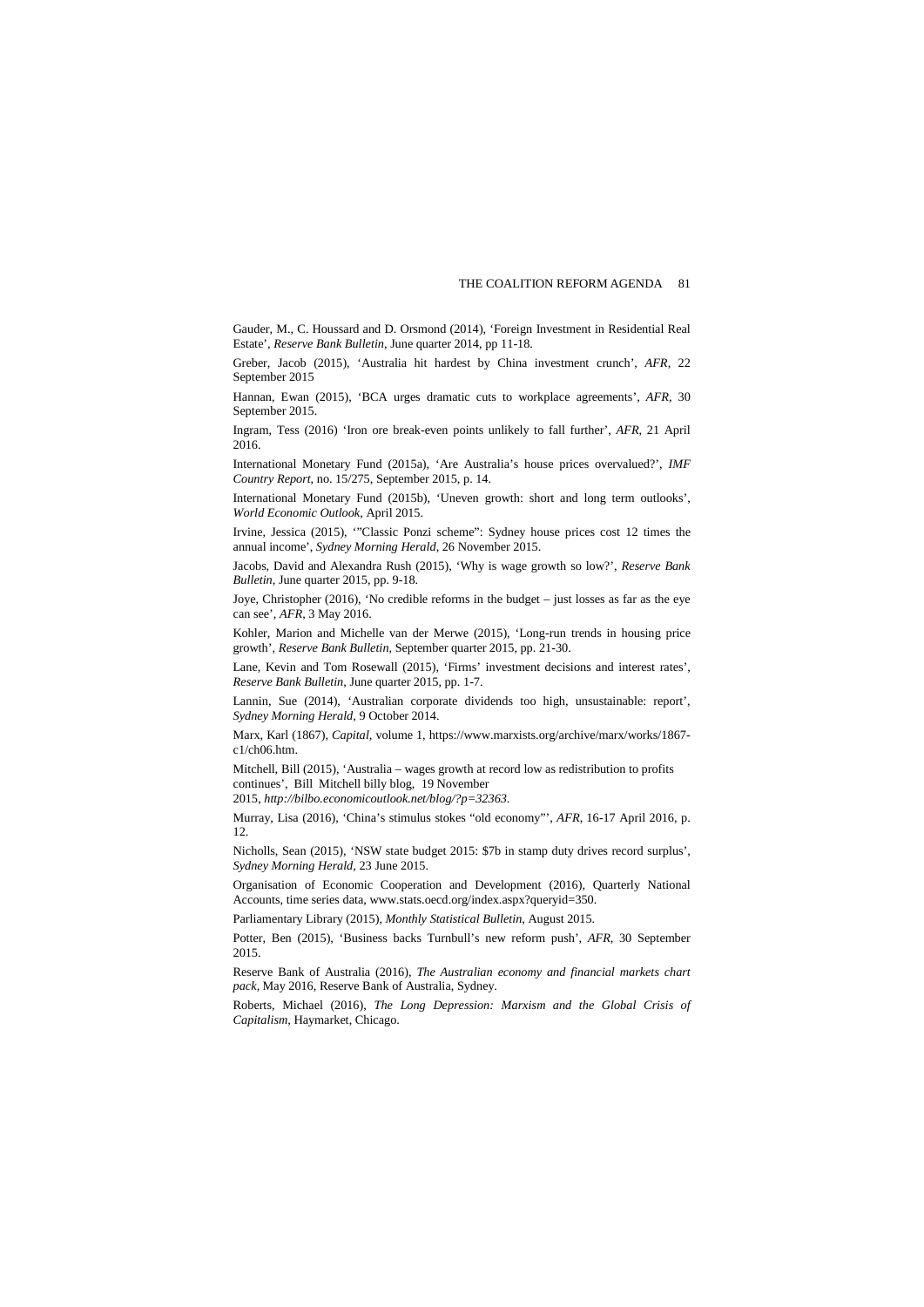Gauder, M., C. Houssard and D. Orsmond (2014), 'Foreign Investment in Residential Real Estate', *Reserve Bank Bulletin*, June quarter 2014, pp 11-18.

Greber, Jacob (2015), 'Australia hit hardest by China investment crunch', *AFR*, 22 September 2015

Hannan, Ewan (2015), 'BCA urges dramatic cuts to workplace agreements', *AFR*, 30 September 2015.

Ingram, Tess (2016) 'Iron ore break-even points unlikely to fall further', *AFR*, 21 April 2016.

International Monetary Fund (2015a), 'Are Australia's house prices overvalued?', *IMF Country Report*, no. 15/275, September 2015, p. 14.

International Monetary Fund (2015b), 'Uneven growth: short and long term outlooks', *World Economic Outlook*, April 2015.

Irvine, Jessica (2015), '"Classic Ponzi scheme": Sydney house prices cost 12 times the annual income', *Sydney Morning Herald*, 26 November 2015.

Jacobs, David and Alexandra Rush (2015), 'Why is wage growth so low?', *Reserve Bank Bulletin*, June quarter 2015, pp. 9-18.

Joye, Christopher (2016), 'No credible reforms in the budget – just losses as far as the eye can see', *AFR*, 3 May 2016.

Kohler, Marion and Michelle van der Merwe (2015), 'Long-run trends in housing price growth', *Reserve Bank Bulletin*, September quarter 2015, pp. 21-30.

Lane, Kevin and Tom Rosewall (2015), 'Firms' investment decisions and interest rates', *Reserve Bank Bulletin*, June quarter 2015, pp. 1-7.

Lannin, Sue (2014), 'Australian corporate dividends too high, unsustainable: report', *Sydney Morning Herald*, 9 October 2014.

Marx, Karl (1867), *Capital*, volume 1, https://www.marxists.org/archive/marx/works/1867-c1/ch06.htm.

Mitchell, Bill (2015), 'Australia – wages growth at record low as redistribution to profits continues', Bill Mitchell billy blog, 19 November 2015, *http://bilbo.economicoutlook.net/blog/?p=32363*.

Murray, Lisa (2016), 'China's stimulus stokes "old economy"', *AFR*, 16-17 April 2016, p. 12.

Nicholls, Sean (2015), 'NSW state budget 2015: $7b in stamp duty drives record surplus', *Sydney Morning Herald*, 23 June 2015.

Organisation of Economic Cooperation and Development (2016), Quarterly National Accounts, time series data, www.stats.oecd.org/index.aspx?queryid=350.

Parliamentary Library (2015), *Monthly Statistical Bulletin*, August 2015.

Potter, Ben (2015), 'Business backs Turnbull's new reform push', *AFR*, 30 September 2015.

Reserve Bank of Australia (2016), *The Australian economy and financial markets chart pack*, May 2016, Reserve Bank of Australia, Sydney.

Roberts, Michael (2016), *The Long Depression: Marxism and the Global Crisis of Capitalism*, Haymarket, Chicago.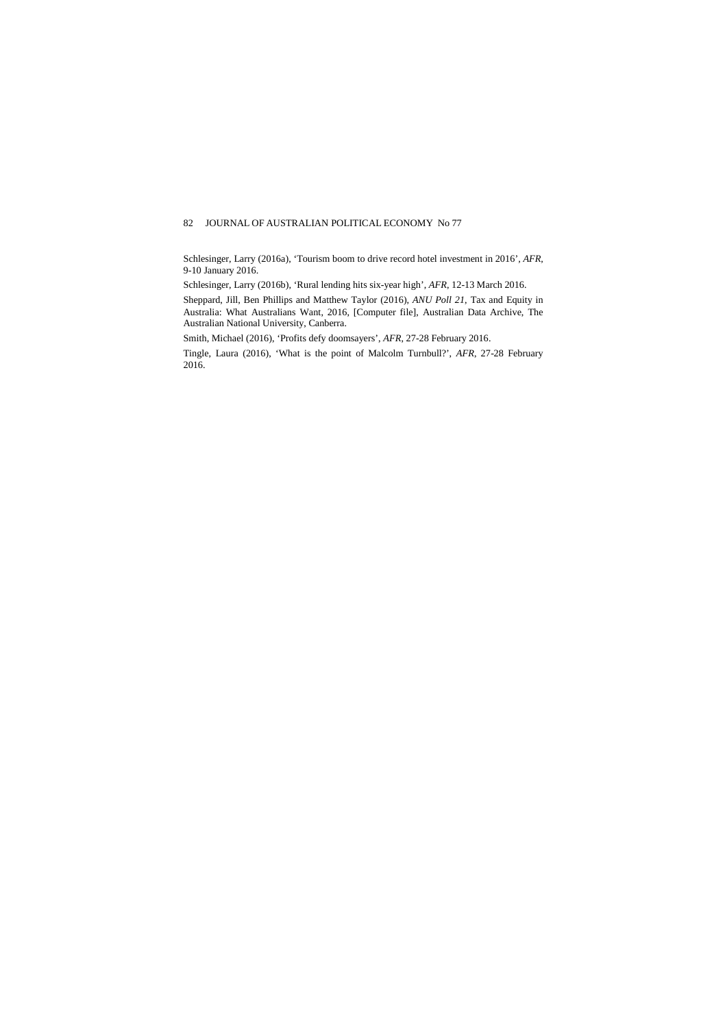Schlesinger, Larry (2016a), 'Tourism boom to drive record hotel investment in 2016', *AFR*, 9-10 January 2016.

Schlesinger, Larry (2016b), 'Rural lending hits six-year high', *AFR*, 12-13 March 2016.

Sheppard, Jill, Ben Phillips and Matthew Taylor (2016), *ANU Poll 21*, Tax and Equity in Australia: What Australians Want, 2016, [Computer file], Australian Data Archive, The Australian National University, Canberra.

Smith, Michael (2016), 'Profits defy doomsayers', *AFR*, 27-28 February 2016.

Tingle, Laura (2016), 'What is the point of Malcolm Turnbull?', *AFR*, 27-28 February 2016.